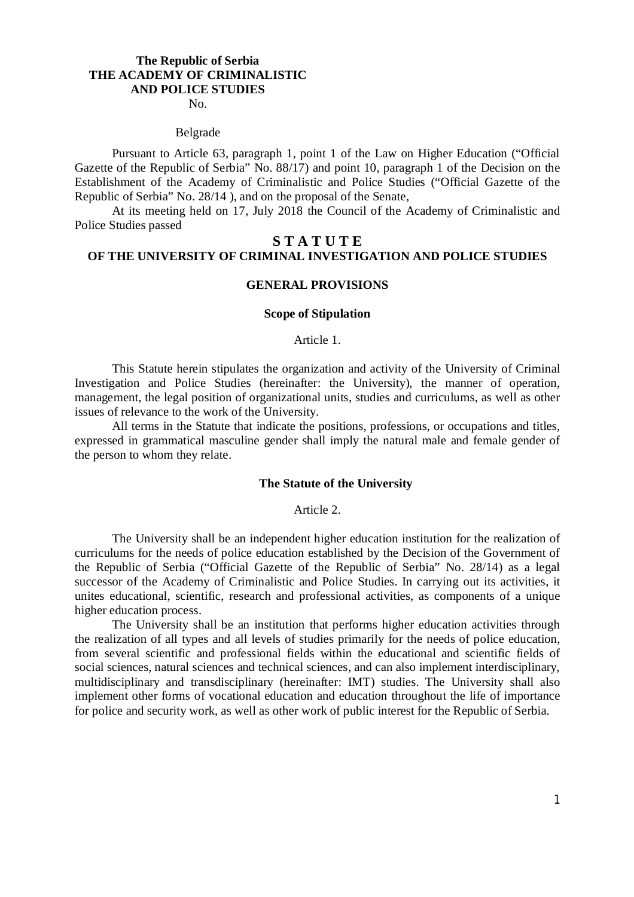**The Republic of Serbia**
**THE ACADEMY OF CRIMINALISTIC AND POLICE STUDIES**
No.

Belgrade

Pursuant to Article 63, paragraph 1, point 1 of the Law on Higher Education ("Official Gazette of the Republic of Serbia" No. 88/17) and point 10, paragraph 1 of the Decision on the Establishment of the Academy of Criminalistic and Police Studies ("Official Gazette of the Republic of Serbia" No. 28/14 ), and on the proposal of the Senate,

At its meeting held on 17, July 2018 the Council of the Academy of Criminalistic and Police Studies passed

# S T A T U T E
# OF THE UNIVERSITY OF CRIMINAL INVESTIGATION AND POLICE STUDIES

## GENERAL PROVISIONS

### Scope of Stipulation

Article 1.

This Statute herein stipulates the organization and activity of the University of Criminal Investigation and Police Studies (hereinafter: the University), the manner of operation, management, the legal position of organizational units, studies and curriculums, as well as other issues of relevance to the work of the University.

All terms in the Statute that indicate the positions, professions, or occupations and titles, expressed in grammatical masculine gender shall imply the natural male and female gender of the person to whom they relate.

### The Statute of the University

Article 2.

The University shall be an independent higher education institution for the realization of curriculums for the needs of police education established by the Decision of the Government of the Republic of Serbia ("Official Gazette of the Republic of Serbia" No. 28/14) as a legal successor of the Academy of Criminalistic and Police Studies. In carrying out its activities, it unites educational, scientific, research and professional activities, as components of a unique higher education process.

The University shall be an institution that performs higher education activities through the realization of all types and all levels of studies primarily for the needs of police education, from several scientific and professional fields within the educational and scientific fields of social sciences, natural sciences and technical sciences, and can also implement interdisciplinary, multidisciplinary and transdisciplinary (hereinafter: IMT) studies. The University shall also implement other forms of vocational education and education throughout the life of importance for police and security work, as well as other work of public interest for the Republic of Serbia.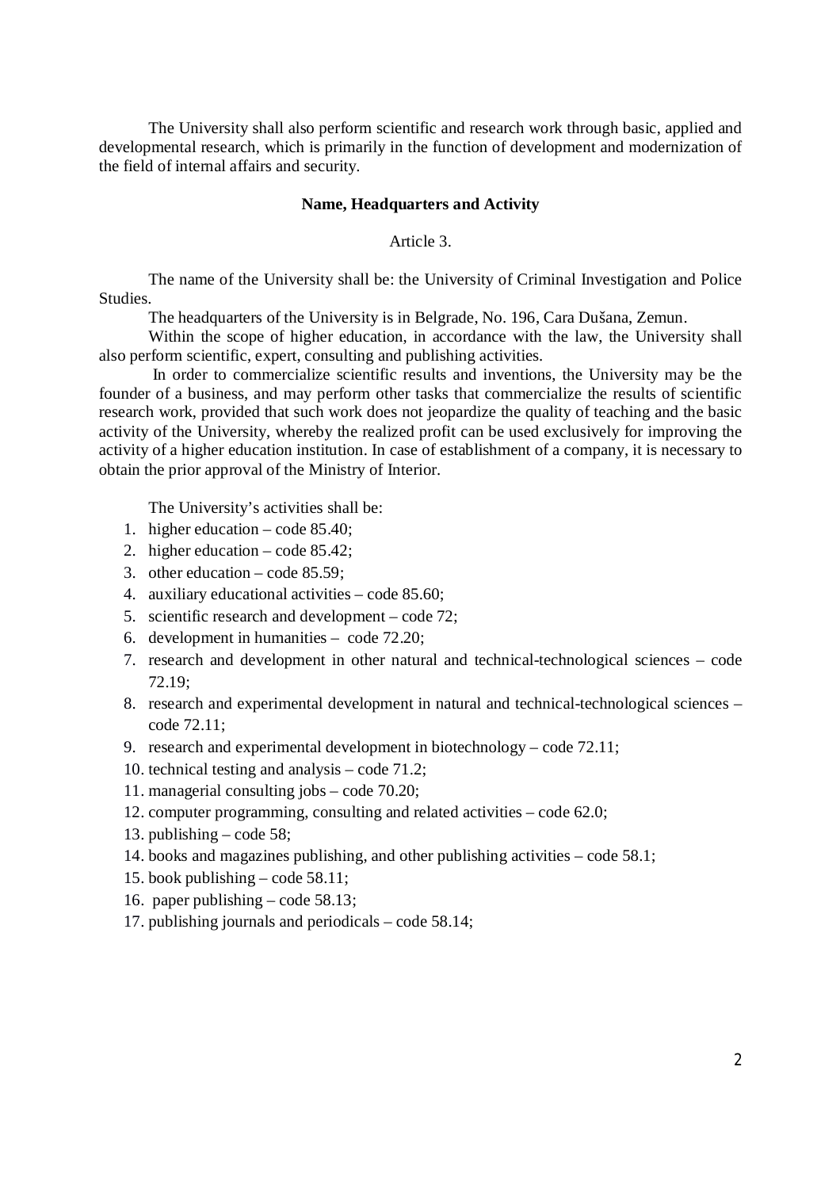The University shall also perform scientific and research work through basic, applied and developmental research, which is primarily in the function of development and modernization of the field of internal affairs and security.

**Name, Headquarters and Activity**

Article 3.

The name of the University shall be: the University of Criminal Investigation and Police Studies.

The headquarters of the University is in Belgrade, No. 196, Cara Dušana, Zemun.

Within the scope of higher education, in accordance with the law, the University shall also perform scientific, expert, consulting and publishing activities.

In order to commercialize scientific results and inventions, the University may be the founder of a business, and may perform other tasks that commercialize the results of scientific research work, provided that such work does not jeopardize the quality of teaching and the basic activity of the University, whereby the realized profit can be used exclusively for improving the activity of a higher education institution. In case of establishment of a company, it is necessary to obtain the prior approval of the Ministry of Interior.

The University's activities shall be:

1. higher education – code 85.40;
2. higher education – code 85.42;
3. other education – code 85.59;
4. auxiliary educational activities – code 85.60;
5. scientific research and development – code 72;
6. development in humanities – code 72.20;
7. research and development in other natural and technical-technological sciences – code 72.19;
8. research and experimental development in natural and technical-technological sciences – code 72.11;
9. research and experimental development in biotechnology – code 72.11;
10. technical testing and analysis – code 71.2;
11. managerial consulting jobs – code 70.20;
12. computer programming, consulting and related activities – code 62.0;
13. publishing – code 58;
14. books and magazines publishing, and other publishing activities – code 58.1;
15. book publishing – code 58.11;
16. paper publishing – code 58.13;
17. publishing journals and periodicals – code 58.14;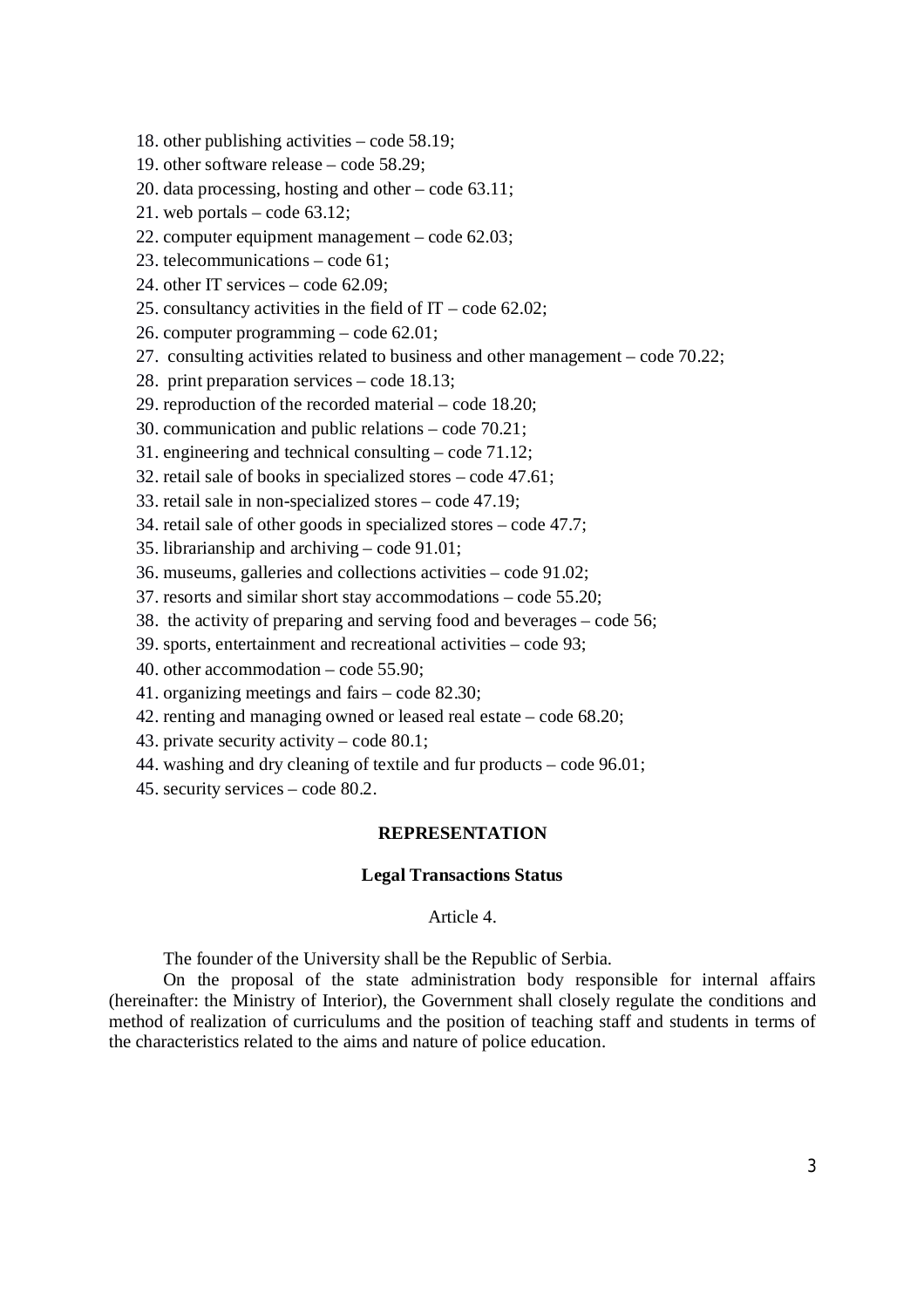18. other publishing activities – code 58.19;
19. other software release – code 58.29;
20. data processing, hosting and other – code 63.11;
21. web portals – code 63.12;
22. computer equipment management – code 62.03;
23. telecommunications – code 61;
24. other IT services – code 62.09;
25. consultancy activities in the field of IT – code 62.02;
26. computer programming – code 62.01;
27. consulting activities related to business and other management – code 70.22;
28. print preparation services – code 18.13;
29. reproduction of the recorded material – code 18.20;
30. communication and public relations – code 70.21;
31. engineering and technical consulting – code 71.12;
32. retail sale of books in specialized stores – code 47.61;
33. retail sale in non-specialized stores – code 47.19;
34. retail sale of other goods in specialized stores – code 47.7;
35. librarianship and archiving – code 91.01;
36. museums, galleries and collections activities – code 91.02;
37. resorts and similar short stay accommodations – code 55.20;
38. the activity of preparing and serving food and beverages – code 56;
39. sports, entertainment and recreational activities – code 93;
40. other accommodation – code 55.90;
41. organizing meetings and fairs – code 82.30;
42. renting and managing owned or leased real estate – code 68.20;
43. private security activity – code 80.1;
44. washing and dry cleaning of textile and fur products – code 96.01;
45. security services – code 80.2.

## REPRESENTATION

### Legal Transactions Status

Article 4.

The founder of the University shall be the Republic of Serbia.

On the proposal of the state administration body responsible for internal affairs (hereinafter: the Ministry of Interior), the Government shall closely regulate the conditions and method of realization of curriculums and the position of teaching staff and students in terms of the characteristics related to the aims and nature of police education.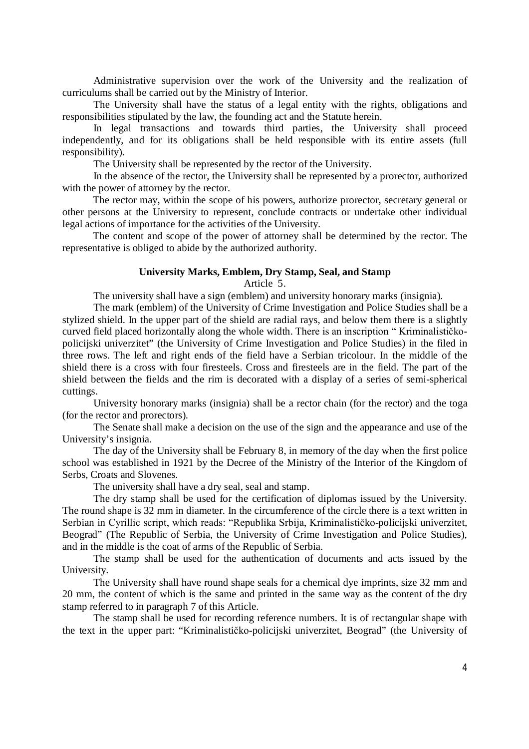Administrative supervision over the work of the University and the realization of curriculums shall be carried out by the Ministry of Interior.

The University shall have the status of a legal entity with the rights, obligations and responsibilities stipulated by the law, the founding act and the Statute herein.

In legal transactions and towards third parties, the University shall proceed independently, and for its obligations shall be held responsible with its entire assets (full responsibility).

The University shall be represented by the rector of the University.

In the absence of the rector, the University shall be represented by a prorector, authorized with the power of attorney by the rector.

The rector may, within the scope of his powers, authorize prorector, secretary general or other persons at the University to represent, conclude contracts or undertake other individual legal actions of importance for the activities of the University.

The content and scope of the power of attorney shall be determined by the rector. The representative is obliged to abide by the authorized authority.

**University Marks, Emblem, Dry Stamp, Seal, and Stamp**

Article 5.

The university shall have a sign (emblem) and university honorary marks (insignia).

The mark (emblem) of the University of Crime Investigation and Police Studies shall be a stylized shield. In the upper part of the shield are radial rays, and below them there is a slightly curved field placed horizontally along the whole width. There is an inscription " Kriminalističko-policijski univerzitet" (the University of Crime Investigation and Police Studies) in the filed in three rows. The left and right ends of the field have a Serbian tricolour. In the middle of the shield there is a cross with four firesteels. Cross and firesteels are in the field. The part of the shield between the fields and the rim is decorated with a display of a series of semi-spherical cuttings.

University honorary marks (insignia) shall be a rector chain (for the rector) and the toga (for the rector and prorectors).

The Senate shall make a decision on the use of the sign and the appearance and use of the University's insignia.

The day of the University shall be February 8, in memory of the day when the first police school was established in 1921 by the Decree of the Ministry of the Interior of the Kingdom of Serbs, Croats and Slovenes.

The university shall have a dry seal, seal and stamp.

The dry stamp shall be used for the certification of diplomas issued by the University. The round shape is 32 mm in diameter. In the circumference of the circle there is a text written in Serbian in Cyrillic script, which reads: "Republika Srbija, Kriminalističko-policijski univerzitet, Beograd" (The Republic of Serbia, the University of Crime Investigation and Police Studies), and in the middle is the coat of arms of the Republic of Serbia.

The stamp shall be used for the authentication of documents and acts issued by the University.

The University shall have round shape seals for a chemical dye imprints, size 32 mm and 20 mm, the content of which is the same and printed in the same way as the content of the dry stamp referred to in paragraph 7 of this Article.

The stamp shall be used for recording reference numbers. It is of rectangular shape with the text in the upper part: "Kriminalističko-policijski univerzitet, Beograd" (the University of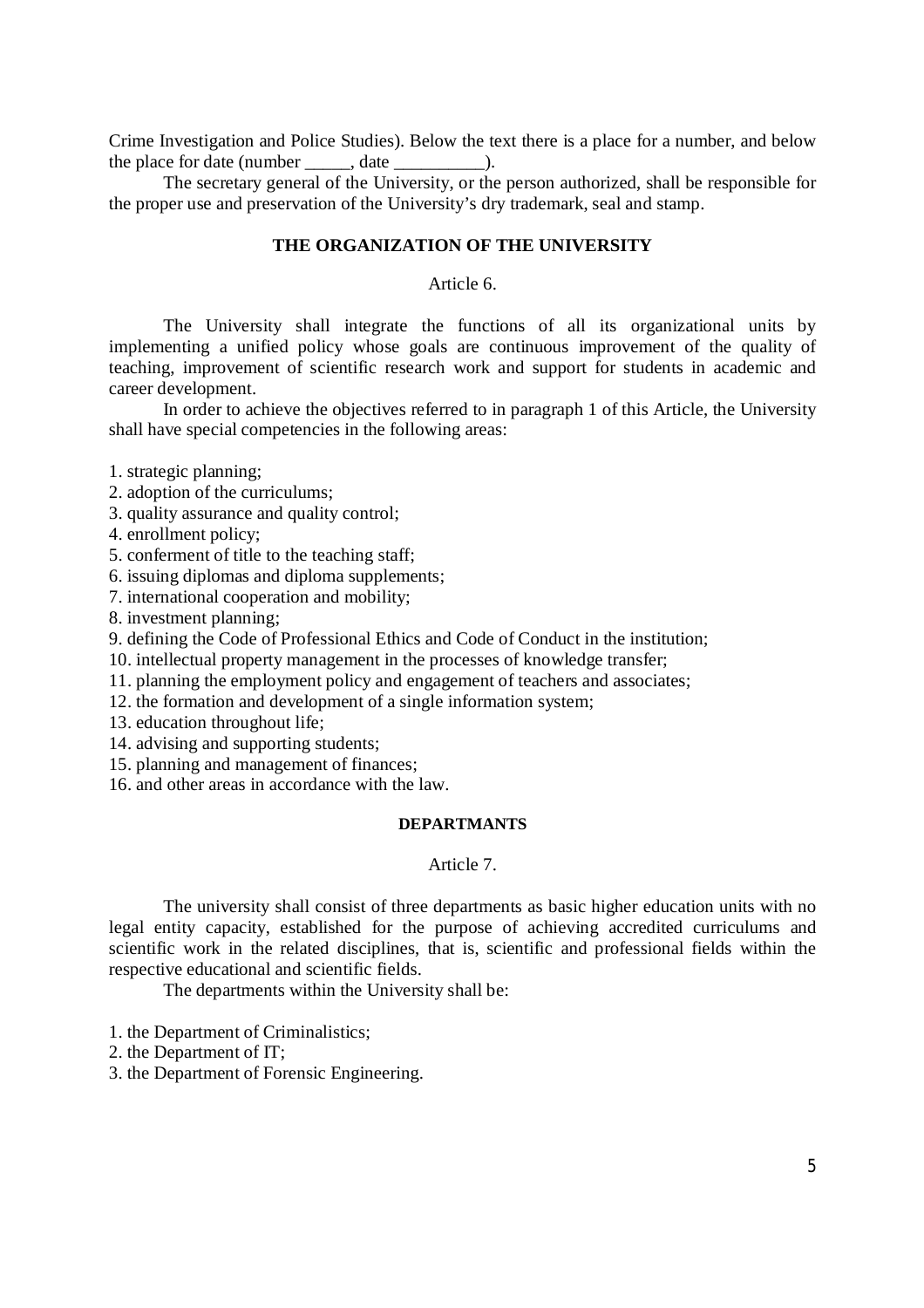Crime Investigation and Police Studies). Below the text there is a place for a number, and below the place for date (number _____, date __________).

The secretary general of the University, or the person authorized, shall be responsible for the proper use and preservation of the University's dry trademark, seal and stamp.

## THE ORGANIZATION OF THE UNIVERSITY

Article 6.

The University shall integrate the functions of all its organizational units by implementing a unified policy whose goals are continuous improvement of the quality of teaching, improvement of scientific research work and support for students in academic and career development.

In order to achieve the objectives referred to in paragraph 1 of this Article, the University shall have special competencies in the following areas:

1. strategic planning;
2. adoption of the curriculums;
3. quality assurance and quality control;
4. enrollment policy;
5. conferment of title to the teaching staff;
6. issuing diplomas and diploma supplements;
7. international cooperation and mobility;
8. investment planning;
9. defining the Code of Professional Ethics and Code of Conduct in the institution;
10. intellectual property management in the processes of knowledge transfer;
11. planning the employment policy and engagement of teachers and associates;
12. the formation and development of a single information system;
13. education throughout life;
14. advising and supporting students;
15. planning and management of finances;
16. and other areas in accordance with the law.

## DEPARTMANTS

Article 7.

The university shall consist of three departments as basic higher education units with no legal entity capacity, established for the purpose of achieving accredited curriculums and scientific work in the related disciplines, that is, scientific and professional fields within the respective educational and scientific fields.

The departments within the University shall be:

1. the Department of Criminalistics;
2. the Department of IT;
3. the Department of Forensic Engineering.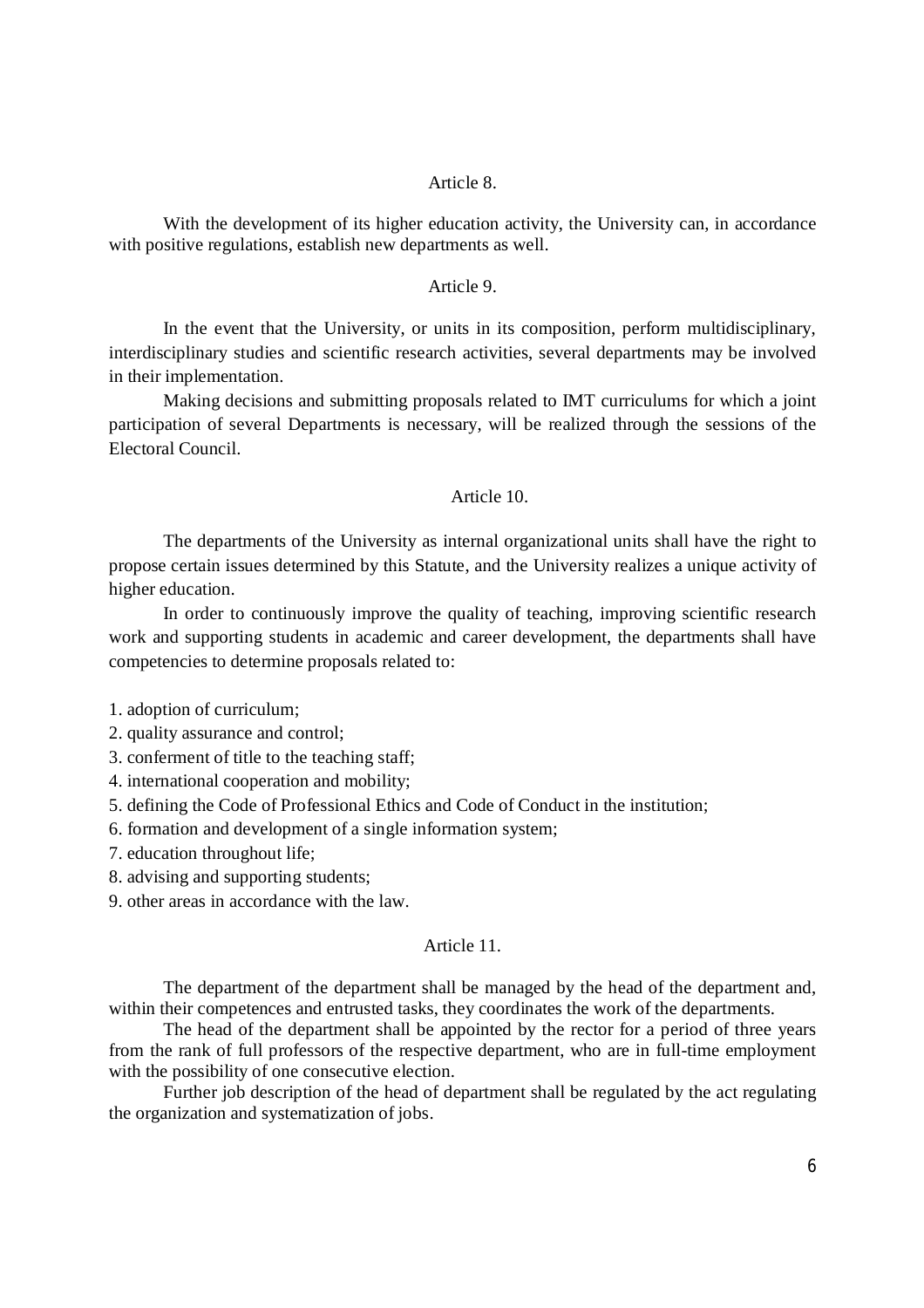### Article 8.

With the development of its higher education activity, the University can, in accordance with positive regulations, establish new departments as well.

### Article 9.

In the event that the University, or units in its composition, perform multidisciplinary, interdisciplinary studies and scientific research activities, several departments may be involved in their implementation.

Making decisions and submitting proposals related to IMT curriculums for which a joint participation of several Departments is necessary, will be realized through the sessions of the Electoral Council.

### Article 10.

The departments of the University as internal organizational units shall have the right to propose certain issues determined by this Statute, and the University realizes a unique activity of higher education.

In order to continuously improve the quality of teaching, improving scientific research work and supporting students in academic and career development, the departments shall have competencies to determine proposals related to:

1. adoption of curriculum;
2. quality assurance and control;
3. conferment of title to the teaching staff;
4. international cooperation and mobility;
5. defining the Code of Professional Ethics and Code of Conduct in the institution;
6. formation and development of a single information system;
7. education throughout life;
8. advising and supporting students;
9. other areas in accordance with the law.

### Article 11.

The department of the department shall be managed by the head of the department and, within their competences and entrusted tasks, they coordinates the work of the departments.

The head of the department shall be appointed by the rector for a period of three years from the rank of full professors of the respective department, who are in full-time employment with the possibility of one consecutive election.

Further job description of the head of department shall be regulated by the act regulating the organization and systematization of jobs.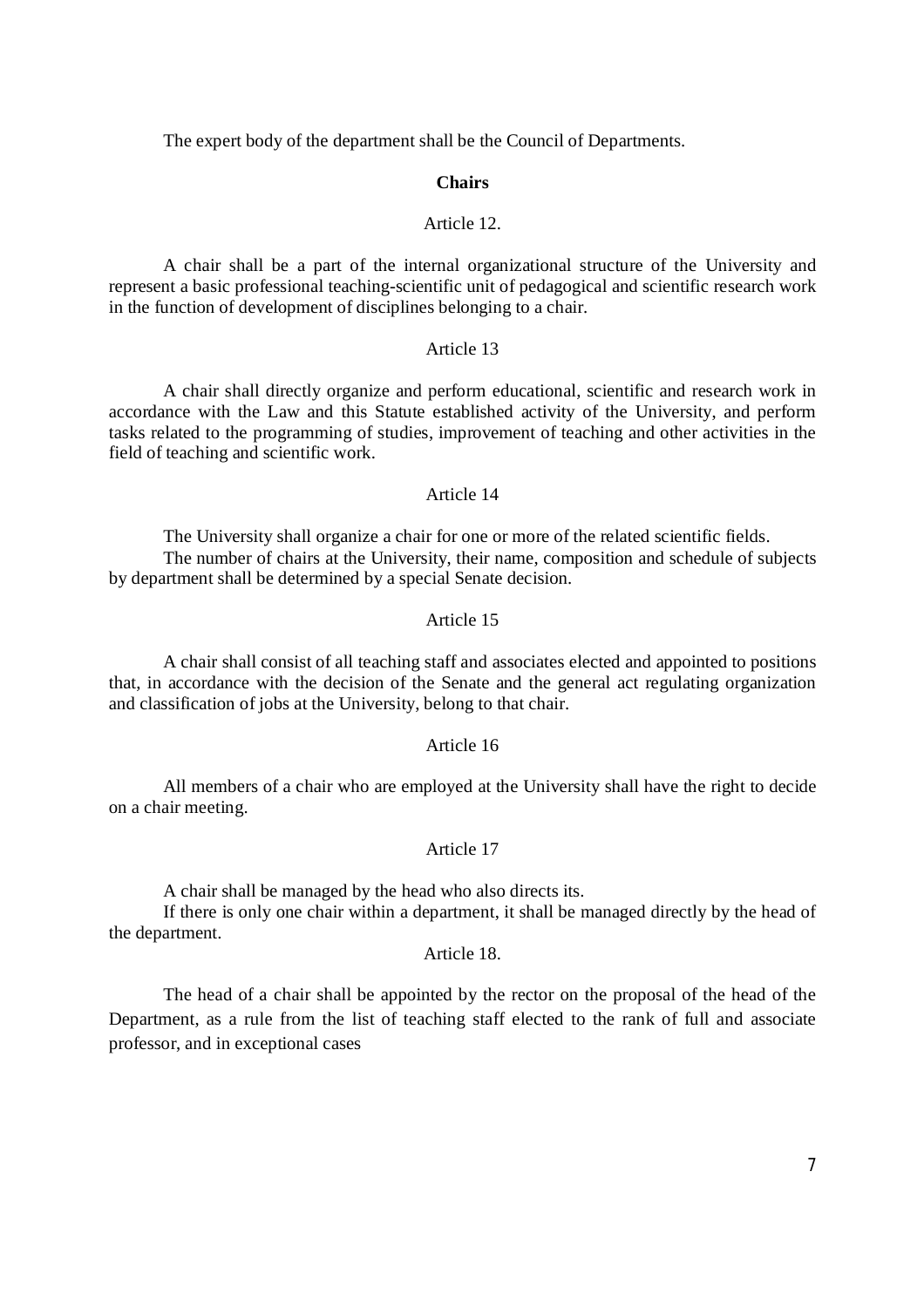The expert body of the department shall be the Council of Departments.

**Chairs**

Article 12.

A chair shall be a part of the internal organizational structure of the University and represent a basic professional teaching-scientific unit of pedagogical and scientific research work in the function of development of disciplines belonging to a chair.

Article 13

A chair shall directly organize and perform educational, scientific and research work in accordance with the Law and this Statute established activity of the University, and perform tasks related to the programming of studies, improvement of teaching and other activities in the field of teaching and scientific work.

Article 14

The University shall organize a chair for one or more of the related scientific fields.

The number of chairs at the University, their name, composition and schedule of subjects by department shall be determined by a special Senate decision.

Article 15

A chair shall consist of all teaching staff and associates elected and appointed to positions that, in accordance with the decision of the Senate and the general act regulating organization and classification of jobs at the University, belong to that chair.

Article 16

All members of a chair who are employed at the University shall have the right to decide on a chair meeting.

Article 17

A chair shall be managed by the head who also directs its.

If there is only one chair within a department, it shall be managed directly by the head of the department.

Article 18.

The head of a chair shall be appointed by the rector on the proposal of the head of the Department, as a rule from the list of teaching staff elected to the rank of full and associate professor, and in exceptional cases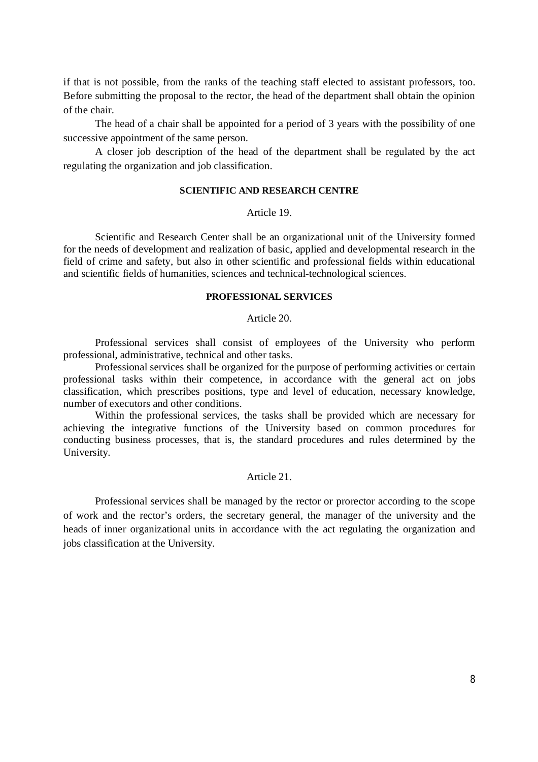if that is not possible, from the ranks of the teaching staff elected to assistant professors, too. Before submitting the proposal to the rector, the head of the department shall obtain the opinion of the chair.

The head of a chair shall be appointed for a period of 3 years with the possibility of one successive appointment of the same person.

A closer job description of the head of the department shall be regulated by the act regulating the organization and job classification.

### SCIENTIFIC AND RESEARCH CENTRE

Article 19.

Scientific and Research Center shall be an organizational unit of the University formed for the needs of development and realization of basic, applied and developmental research in the field of crime and safety, but also in other scientific and professional fields within educational and scientific fields of humanities, sciences and technical-technological sciences.

### PROFESSIONAL SERVICES

Article 20.

Professional services shall consist of employees of the University who perform professional, administrative, technical and other tasks.

Professional services shall be organized for the purpose of performing activities or certain professional tasks within their competence, in accordance with the general act on jobs classification, which prescribes positions, type and level of education, necessary knowledge, number of executors and other conditions.

Within the professional services, the tasks shall be provided which are necessary for achieving the integrative functions of the University based on common procedures for conducting business processes, that is, the standard procedures and rules determined by the University.

Article 21.

Professional services shall be managed by the rector or prorector according to the scope of work and the rector's orders, the secretary general, the manager of the university and the heads of inner organizational units in accordance with the act regulating the organization and jobs classification at the University.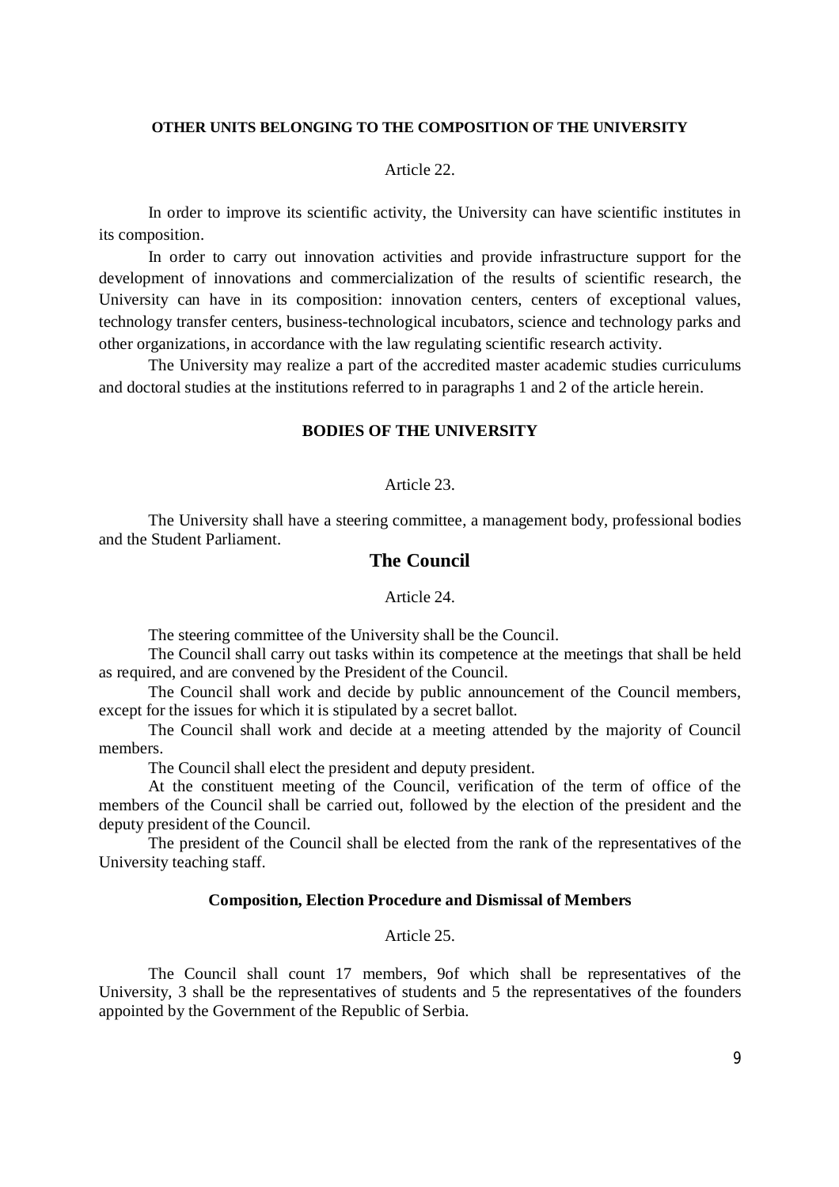## OTHER UNITS BELONGING TO THE COMPOSITION OF THE UNIVERSITY

Article 22.

In order to improve its scientific activity, the University can have scientific institutes in its composition.

In order to carry out innovation activities and provide infrastructure support for the development of innovations and commercialization of the results of scientific research, the University can have in its composition: innovation centers, centers of exceptional values, technology transfer centers, business-technological incubators, science and technology parks and other organizations, in accordance with the law regulating scientific research activity.

The University may realize a part of the accredited master academic studies curriculums and doctoral studies at the institutions referred to in paragraphs 1 and 2 of the article herein.

## BODIES OF THE UNIVERSITY

Article 23.

The University shall have a steering committee, a management body, professional bodies and the Student Parliament.

### The Council

Article 24.

The steering committee of the University shall be the Council.

The Council shall carry out tasks within its competence at the meetings that shall be held as required, and are convened by the President of the Council.

The Council shall work and decide by public announcement of the Council members, except for the issues for which it is stipulated by a secret ballot.

The Council shall work and decide at a meeting attended by the majority of Council members.

The Council shall elect the president and deputy president.

At the constituent meeting of the Council, verification of the term of office of the members of the Council shall be carried out, followed by the election of the president and the deputy president of the Council.

The president of the Council shall be elected from the rank of the representatives of the University teaching staff.

#### Composition, Election Procedure and Dismissal of Members

Article 25.

The Council shall count 17 members, 9of which shall be representatives of the University, 3 shall be the representatives of students and 5 the representatives of the founders appointed by the Government of the Republic of Serbia.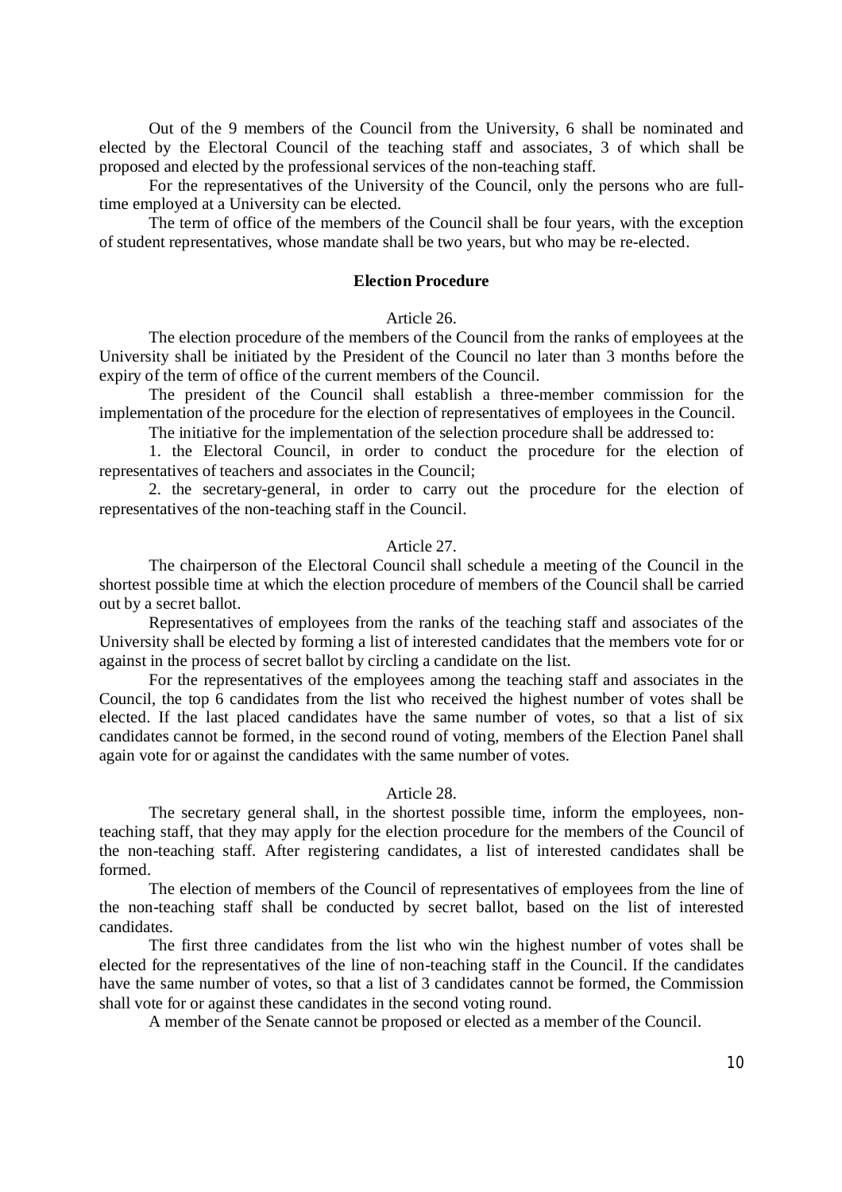Out of the 9 members of the Council from the University, 6 shall be nominated and elected by the Electoral Council of the teaching staff and associates, 3 of which shall be proposed and elected by the professional services of the non-teaching staff.

For the representatives of the University of the Council, only the persons who are full-time employed at a University can be elected.

The term of office of the members of the Council shall be four years, with the exception of student representatives, whose mandate shall be two years, but who may be re-elected.

### Election Procedure

#### Article 26.

The election procedure of the members of the Council from the ranks of employees at the University shall be initiated by the President of the Council no later than 3 months before the expiry of the term of office of the current members of the Council.

The president of the Council shall establish a three-member commission for the implementation of the procedure for the election of representatives of employees in the Council.

The initiative for the implementation of the selection procedure shall be addressed to:

1. the Electoral Council, in order to conduct the procedure for the election of representatives of teachers and associates in the Council;
2. the secretary-general, in order to carry out the procedure for the election of representatives of the non-teaching staff in the Council.

#### Article 27.

The chairperson of the Electoral Council shall schedule a meeting of the Council in the shortest possible time at which the election procedure of members of the Council shall be carried out by a secret ballot.

Representatives of employees from the ranks of the teaching staff and associates of the University shall be elected by forming a list of interested candidates that the members vote for or against in the process of secret ballot by circling a candidate on the list.

For the representatives of the employees among the teaching staff and associates in the Council, the top 6 candidates from the list who received the highest number of votes shall be elected. If the last placed candidates have the same number of votes, so that a list of six candidates cannot be formed, in the second round of voting, members of the Election Panel shall again vote for or against the candidates with the same number of votes.

#### Article 28.

The secretary general shall, in the shortest possible time, inform the employees, non-teaching staff, that they may apply for the election procedure for the members of the Council of the non-teaching staff. After registering candidates, a list of interested candidates shall be formed.

The election of members of the Council of representatives of employees from the line of the non-teaching staff shall be conducted by secret ballot, based on the list of interested candidates.

The first three candidates from the list who win the highest number of votes shall be elected for the representatives of the line of non-teaching staff in the Council. If the candidates have the same number of votes, so that a list of 3 candidates cannot be formed, the Commission shall vote for or against these candidates in the second voting round.

A member of the Senate cannot be proposed or elected as a member of the Council.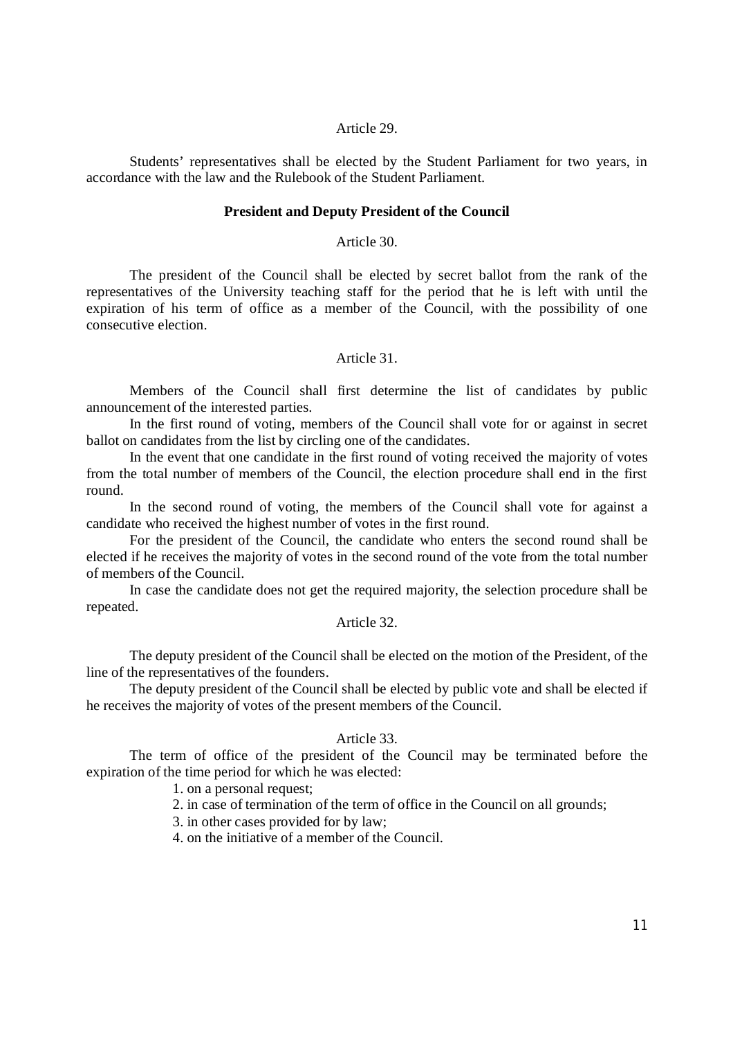Article 29.

Students' representatives shall be elected by the Student Parliament for two years, in accordance with the law and the Rulebook of the Student Parliament.

**President and Deputy President of the Council**

Article 30.

The president of the Council shall be elected by secret ballot from the rank of the representatives of the University teaching staff for the period that he is left with until the expiration of his term of office as a member of the Council, with the possibility of one consecutive election.

Article 31.

Members of the Council shall first determine the list of candidates by public announcement of the interested parties.

In the first round of voting, members of the Council shall vote for or against in secret ballot on candidates from the list by circling one of the candidates.

In the event that one candidate in the first round of voting received the majority of votes from the total number of members of the Council, the election procedure shall end in the first round.

In the second round of voting, the members of the Council shall vote for against a candidate who received the highest number of votes in the first round.

For the president of the Council, the candidate who enters the second round shall be elected if he receives the majority of votes in the second round of the vote from the total number of members of the Council.

In case the candidate does not get the required majority, the selection procedure shall be repeated.

Article 32.

The deputy president of the Council shall be elected on the motion of the President, of the line of the representatives of the founders.

The deputy president of the Council shall be elected by public vote and shall be elected if he receives the majority of votes of the present members of the Council.

Article 33.

The term of office of the president of the Council may be terminated before the expiration of the time period for which he was elected:

1. on a personal request;
2. in case of termination of the term of office in the Council on all grounds;
3. in other cases provided for by law;
4. on the initiative of a member of the Council.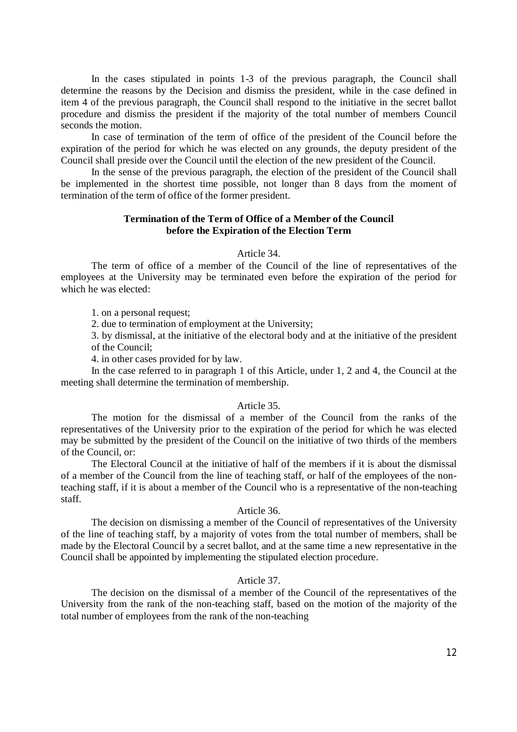In the cases stipulated in points 1-3 of the previous paragraph, the Council shall determine the reasons by the Decision and dismiss the president, while in the case defined in item 4 of the previous paragraph, the Council shall respond to the initiative in the secret ballot procedure and dismiss the president if the majority of the total number of members Council seconds the motion.

In case of termination of the term of office of the president of the Council before the expiration of the period for which he was elected on any grounds, the deputy president of the Council shall preside over the Council until the election of the new president of the Council.

In the sense of the previous paragraph, the election of the president of the Council shall be implemented in the shortest time possible, not longer than 8 days from the moment of termination of the term of office of the former president.

### Termination of the Term of Office of a Member of the Council before the Expiration of the Election Term

Article 34.

The term of office of a member of the Council of the line of representatives of the employees at the University may be terminated even before the expiration of the period for which he was elected:

1. on a personal request;
2. due to termination of employment at the University;
3. by dismissal, at the initiative of the electoral body and at the initiative of the president of the Council;
4. in other cases provided for by law.

In the case referred to in paragraph 1 of this Article, under 1, 2 and 4, the Council at the meeting shall determine the termination of membership.

Article 35.

The motion for the dismissal of a member of the Council from the ranks of the representatives of the University prior to the expiration of the period for which he was elected may be submitted by the president of the Council on the initiative of two thirds of the members of the Council, or:

The Electoral Council at the initiative of half of the members if it is about the dismissal of a member of the Council from the line of teaching staff, or half of the employees of the non-teaching staff, if it is about a member of the Council who is a representative of the non-teaching staff.

Article 36.

The decision on dismissing a member of the Council of representatives of the University of the line of teaching staff, by a majority of votes from the total number of members, shall be made by the Electoral Council by a secret ballot, and at the same time a new representative in the Council shall be appointed by implementing the stipulated election procedure.

Article 37.

The decision on the dismissal of a member of the Council of the representatives of the University from the rank of the non-teaching staff, based on the motion of the majority of the total number of employees from the rank of the non-teaching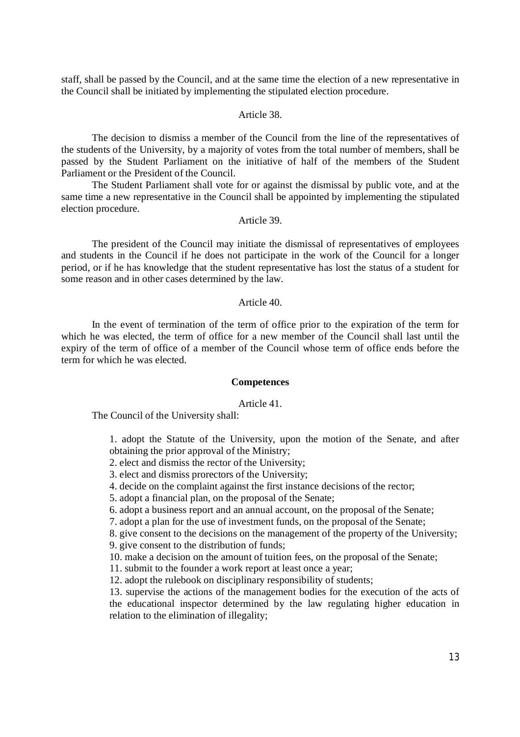staff, shall be passed by the Council, and at the same time the election of a new representative in the Council shall be initiated by implementing the stipulated election procedure.

Article 38.

The decision to dismiss a member of the Council from the line of the representatives of the students of the University, by a majority of votes from the total number of members, shall be passed by the Student Parliament on the initiative of half of the members of the Student Parliament or the President of the Council.

The Student Parliament shall vote for or against the dismissal by public vote, and at the same time a new representative in the Council shall be appointed by implementing the stipulated election procedure.

Article 39.

The president of the Council may initiate the dismissal of representatives of employees and students in the Council if he does not participate in the work of the Council for a longer period, or if he has knowledge that the student representative has lost the status of a student for some reason and in other cases determined by the law.

Article 40.

In the event of termination of the term of office prior to the expiration of the term for which he was elected, the term of office for a new member of the Council shall last until the expiry of the term of office of a member of the Council whose term of office ends before the term for which he was elected.

**Competences**

Article 41.

The Council of the University shall:

1. adopt the Statute of the University, upon the motion of the Senate, and after obtaining the prior approval of the Ministry;
2. elect and dismiss the rector of the University;
3. elect and dismiss prorectors of the University;
4. decide on the complaint against the first instance decisions of the rector;
5. adopt a financial plan, on the proposal of the Senate;
6. adopt a business report and an annual account, on the proposal of the Senate;
7. adopt a plan for the use of investment funds, on the proposal of the Senate;
8. give consent to the decisions on the management of the property of the University;
9. give consent to the distribution of funds;
10. make a decision on the amount of tuition fees, on the proposal of the Senate;
11. submit to the founder a work report at least once a year;
12. adopt the rulebook on disciplinary responsibility of students;
13. supervise the actions of the management bodies for the execution of the acts of the educational inspector determined by the law regulating higher education in relation to the elimination of illegality;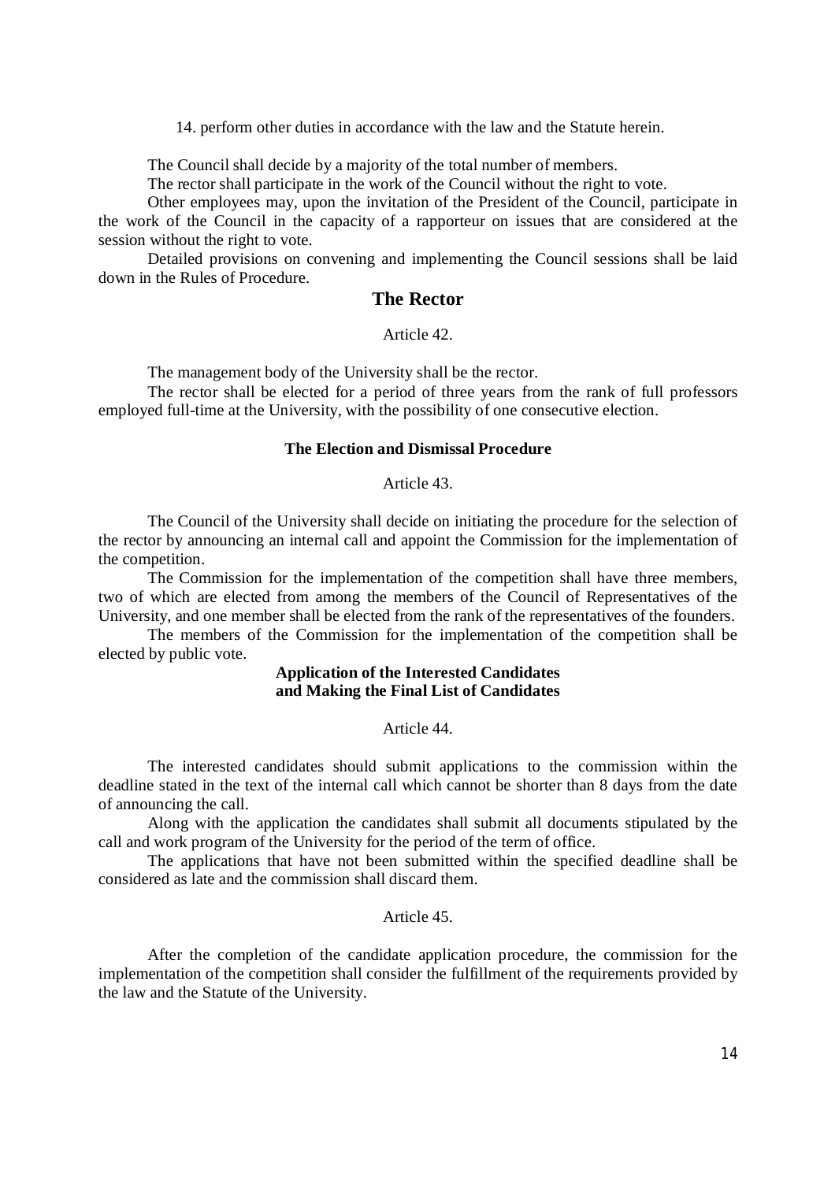14. perform other duties in accordance with the law and the Statute herein.

The Council shall decide by a majority of the total number of members.

The rector shall participate in the work of the Council without the right to vote.

Other employees may, upon the invitation of the President of the Council, participate in the work of the Council in the capacity of a rapporteur on issues that are considered at the session without the right to vote.

Detailed provisions on convening and implementing the Council sessions shall be laid down in the Rules of Procedure.

## The Rector

Article 42.

The management body of the University shall be the rector.

The rector shall be elected for a period of three years from the rank of full professors employed full-time at the University, with the possibility of one consecutive election.

### The Election and Dismissal Procedure

Article 43.

The Council of the University shall decide on initiating the procedure for the selection of the rector by announcing an internal call and appoint the Commission for the implementation of the competition.

The Commission for the implementation of the competition shall have three members, two of which are elected from among the members of the Council of Representatives of the University, and one member shall be elected from the rank of the representatives of the founders.

The members of the Commission for the implementation of the competition shall be elected by public vote.

### Application of the Interested Candidates and Making the Final List of Candidates

Article 44.

The interested candidates should submit applications to the commission within the deadline stated in the text of the internal call which cannot be shorter than 8 days from the date of announcing the call.

Along with the application the candidates shall submit all documents stipulated by the call and work program of the University for the period of the term of office.

The applications that have not been submitted within the specified deadline shall be considered as late and the commission shall discard them.

Article 45.

After the completion of the candidate application procedure, the commission for the implementation of the competition shall consider the fulfillment of the requirements provided by the law and the Statute of the University.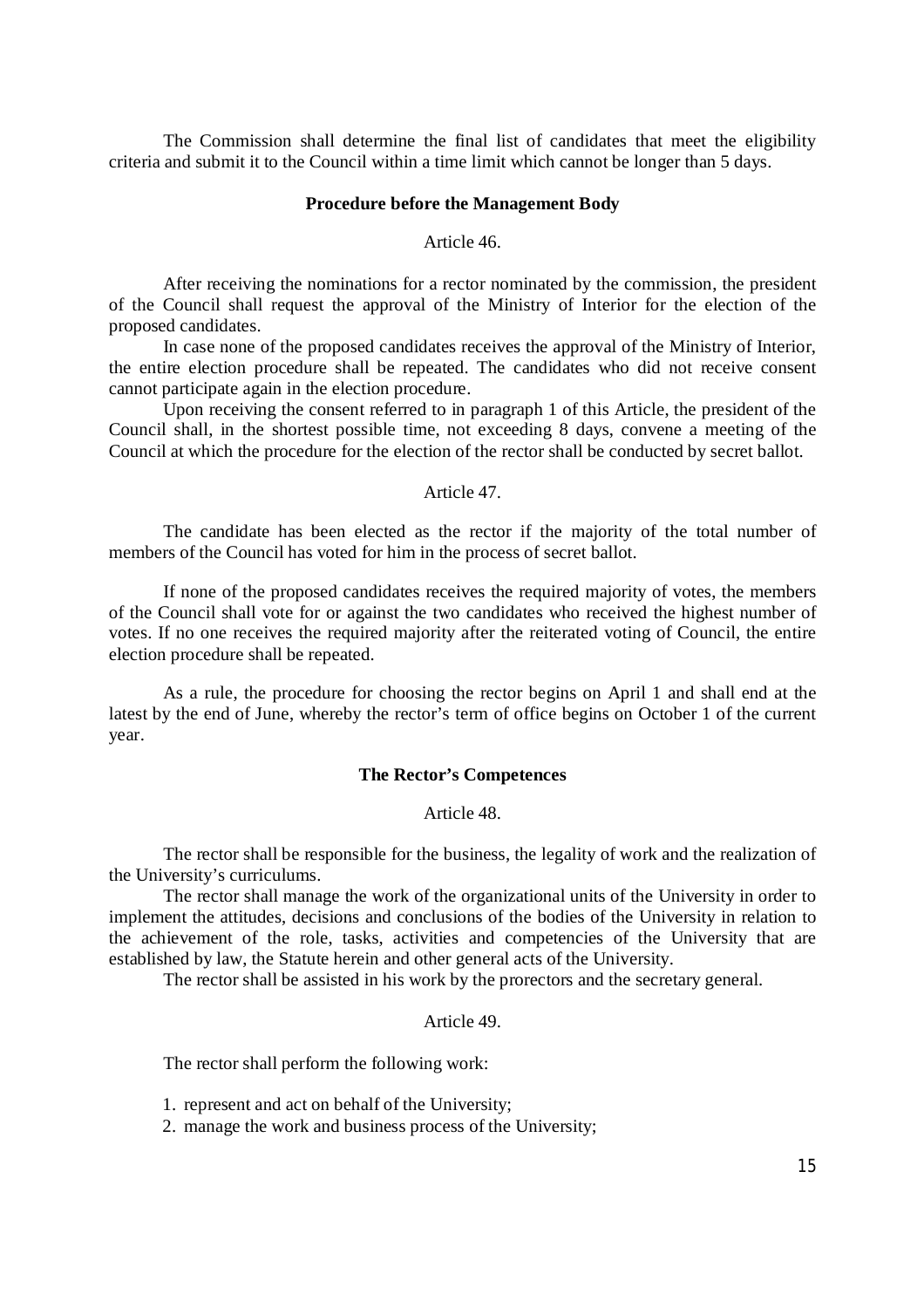The Commission shall determine the final list of candidates that meet the eligibility criteria and submit it to the Council within a time limit which cannot be longer than 5 days.

**Procedure before the Management Body**

Article 46.

After receiving the nominations for a rector nominated by the commission, the president of the Council shall request the approval of the Ministry of Interior for the election of the proposed candidates.

In case none of the proposed candidates receives the approval of the Ministry of Interior, the entire election procedure shall be repeated. The candidates who did not receive consent cannot participate again in the election procedure.

Upon receiving the consent referred to in paragraph 1 of this Article, the president of the Council shall, in the shortest possible time, not exceeding 8 days, convene a meeting of the Council at which the procedure for the election of the rector shall be conducted by secret ballot.

Article 47.

The candidate has been elected as the rector if the majority of the total number of members of the Council has voted for him in the process of secret ballot.

If none of the proposed candidates receives the required majority of votes, the members of the Council shall vote for or against the two candidates who received the highest number of votes. If no one receives the required majority after the reiterated voting of Council, the entire election procedure shall be repeated.

As a rule, the procedure for choosing the rector begins on April 1 and shall end at the latest by the end of June, whereby the rector's term of office begins on October 1 of the current year.

**The Rector's Competences**

Article 48.

The rector shall be responsible for the business, the legality of work and the realization of the University's curriculums.

The rector shall manage the work of the organizational units of the University in order to implement the attitudes, decisions and conclusions of the bodies of the University in relation to the achievement of the role, tasks, activities and competencies of the University that are established by law, the Statute herein and other general acts of the University.

The rector shall be assisted in his work by the prorectors and the secretary general.

Article 49.

The rector shall perform the following work:

1. represent and act on behalf of the University;
2. manage the work and business process of the University;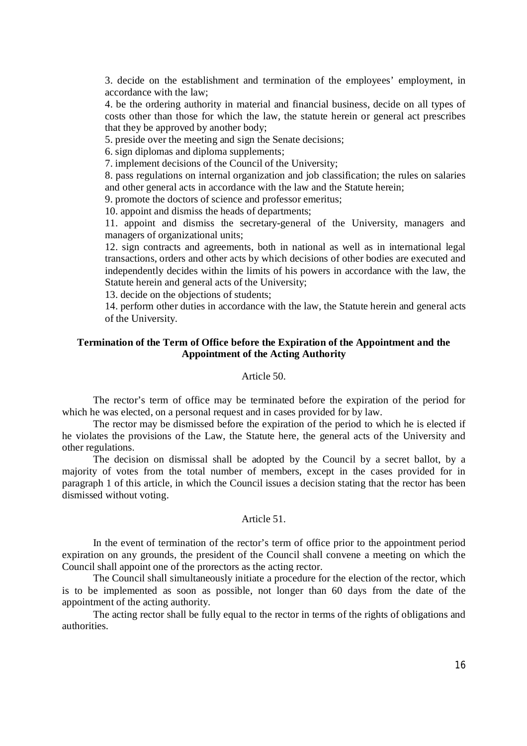3. decide on the establishment and termination of the employees' employment, in accordance with the law;

4. be the ordering authority in material and financial business, decide on all types of costs other than those for which the law, the statute herein or general act prescribes that they be approved by another body;

5. preside over the meeting and sign the Senate decisions;

6. sign diplomas and diploma supplements;

7. implement decisions of the Council of the University;

8. pass regulations on internal organization and job classification; the rules on salaries and other general acts in accordance with the law and the Statute herein;

9. promote the doctors of science and professor emeritus;

10. appoint and dismiss the heads of departments;

11. appoint and dismiss the secretary-general of the University, managers and managers of organizational units;

12. sign contracts and agreements, both in national as well as in international legal transactions, orders and other acts by which decisions of other bodies are executed and independently decides within the limits of his powers in accordance with the law, the Statute herein and general acts of the University;

13. decide on the objections of students;

14. perform other duties in accordance with the law, the Statute herein and general acts of the University.

### Termination of the Term of Office before the Expiration of the Appointment and the Appointment of the Acting Authority

Article 50.

The rector's term of office may be terminated before the expiration of the period for which he was elected, on a personal request and in cases provided for by law.

The rector may be dismissed before the expiration of the period to which he is elected if he violates the provisions of the Law, the Statute here, the general acts of the University and other regulations.

The decision on dismissal shall be adopted by the Council by a secret ballot, by a majority of votes from the total number of members, except in the cases provided for in paragraph 1 of this article, in which the Council issues a decision stating that the rector has been dismissed without voting.

Article 51.

In the event of termination of the rector's term of office prior to the appointment period expiration on any grounds, the president of the Council shall convene a meeting on which the Council shall appoint one of the prorectors as the acting rector.

The Council shall simultaneously initiate a procedure for the election of the rector, which is to be implemented as soon as possible, not longer than 60 days from the date of the appointment of the acting authority.

The acting rector shall be fully equal to the rector in terms of the rights of obligations and authorities.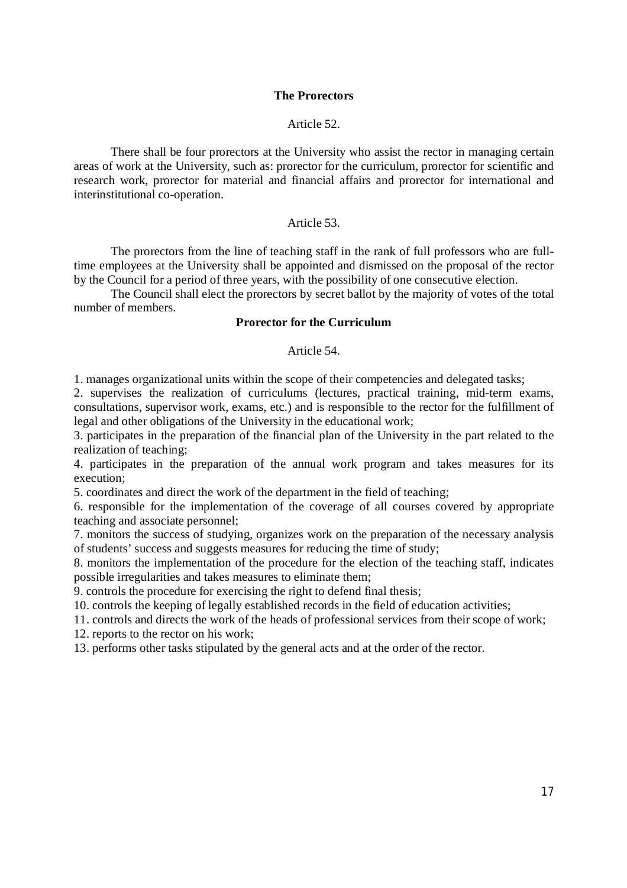## The Prorectors

Article 52.

There shall be four prorectors at the University who assist the rector in managing certain areas of work at the University, such as: prorector for the curriculum, prorector for scientific and research work, prorector for material and financial affairs and prorector for international and interinstitutional co-operation.

Article 53.

The prorectors from the line of teaching staff in the rank of full professors who are full-time employees at the University shall be appointed and dismissed on the proposal of the rector by the Council for a period of three years, with the possibility of one consecutive election.

The Council shall elect the prorectors by secret ballot by the majority of votes of the total number of members.

## Prorector for the Curriculum

Article 54.

1. manages organizational units within the scope of their competencies and delegated tasks;
2. supervises the realization of curriculums (lectures, practical training, mid-term exams, consultations, supervisor work, exams, etc.) and is responsible to the rector for the fulfillment of legal and other obligations of the University in the educational work;
3. participates in the preparation of the financial plan of the University in the part related to the realization of teaching;
4. participates in the preparation of the annual work program and takes measures for its execution;
5. coordinates and direct the work of the department in the field of teaching;
6. responsible for the implementation of the coverage of all courses covered by appropriate teaching and associate personnel;
7. monitors the success of studying, organizes work on the preparation of the necessary analysis of students' success and suggests measures for reducing the time of study;
8. monitors the implementation of the procedure for the election of the teaching staff, indicates possible irregularities and takes measures to eliminate them;
9. controls the procedure for exercising the right to defend final thesis;
10. controls the keeping of legally established records in the field of education activities;
11. controls and directs the work of the heads of professional services from their scope of work;
12. reports to the rector on his work;
13. performs other tasks stipulated by the general acts and at the order of the rector.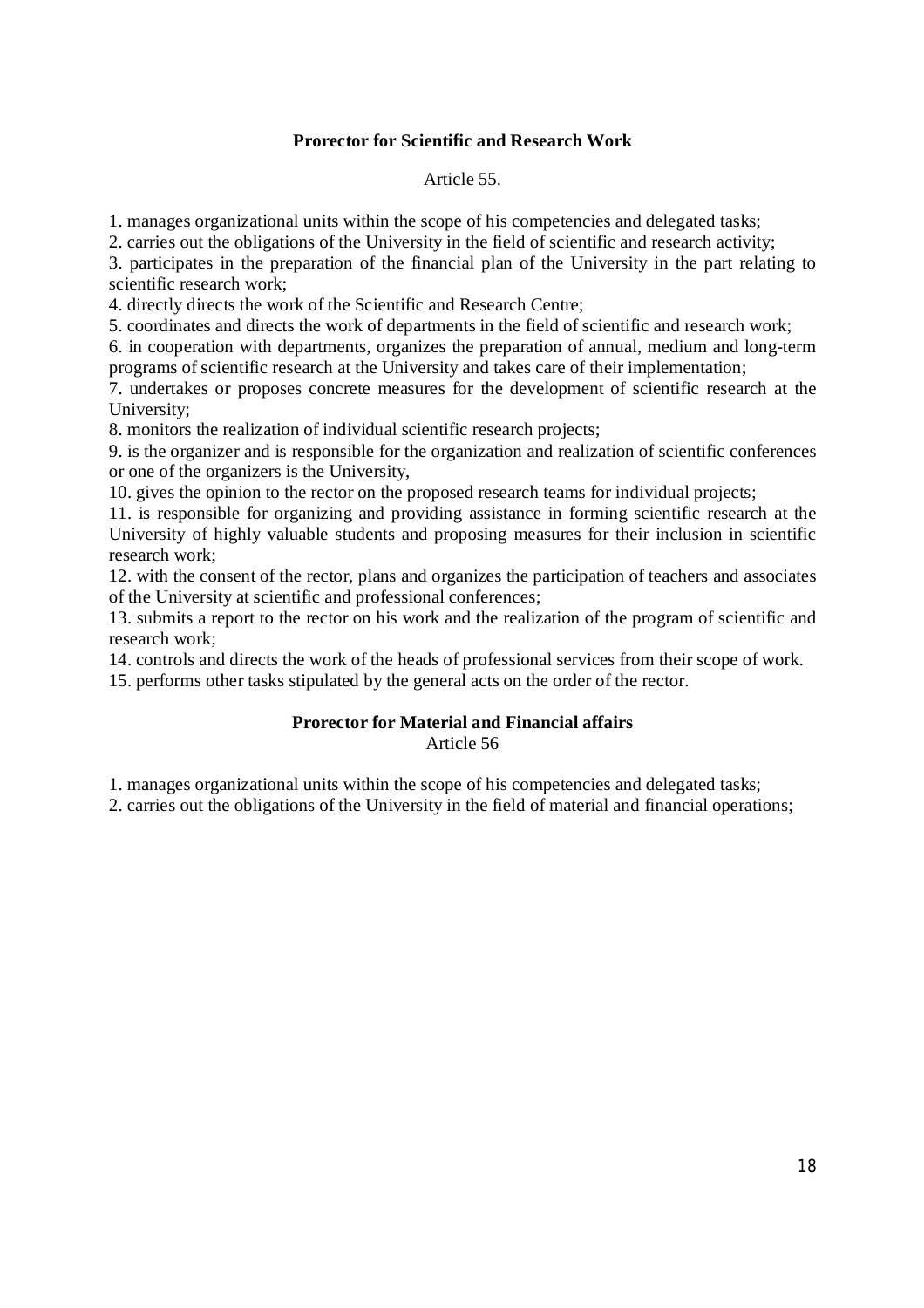**Prorector for Scientific and Research Work**

Article 55.

1. manages organizational units within the scope of his competencies and delegated tasks;
2. carries out the obligations of the University in the field of scientific and research activity;
3. participates in the preparation of the financial plan of the University in the part relating to scientific research work;
4. directly directs the work of the Scientific and Research Centre;
5. coordinates and directs the work of departments in the field of scientific and research work;
6. in cooperation with departments, organizes the preparation of annual, medium and long-term programs of scientific research at the University and takes care of their implementation;
7. undertakes or proposes concrete measures for the development of scientific research at the University;
8. monitors the realization of individual scientific research projects;
9. is the organizer and is responsible for the organization and realization of scientific conferences or one of the organizers is the University,
10. gives the opinion to the rector on the proposed research teams for individual projects;
11. is responsible for organizing and providing assistance in forming scientific research at the University of highly valuable students and proposing measures for their inclusion in scientific research work;
12. with the consent of the rector, plans and organizes the participation of teachers and associates of the University at scientific and professional conferences;
13. submits a report to the rector on his work and the realization of the program of scientific and research work;
14. controls and directs the work of the heads of professional services from their scope of work.
15. performs other tasks stipulated by the general acts on the order of the rector.

**Prorector for Material and Financial affairs**

Article 56

1. manages organizational units within the scope of his competencies and delegated tasks;
2. carries out the obligations of the University in the field of material and financial operations;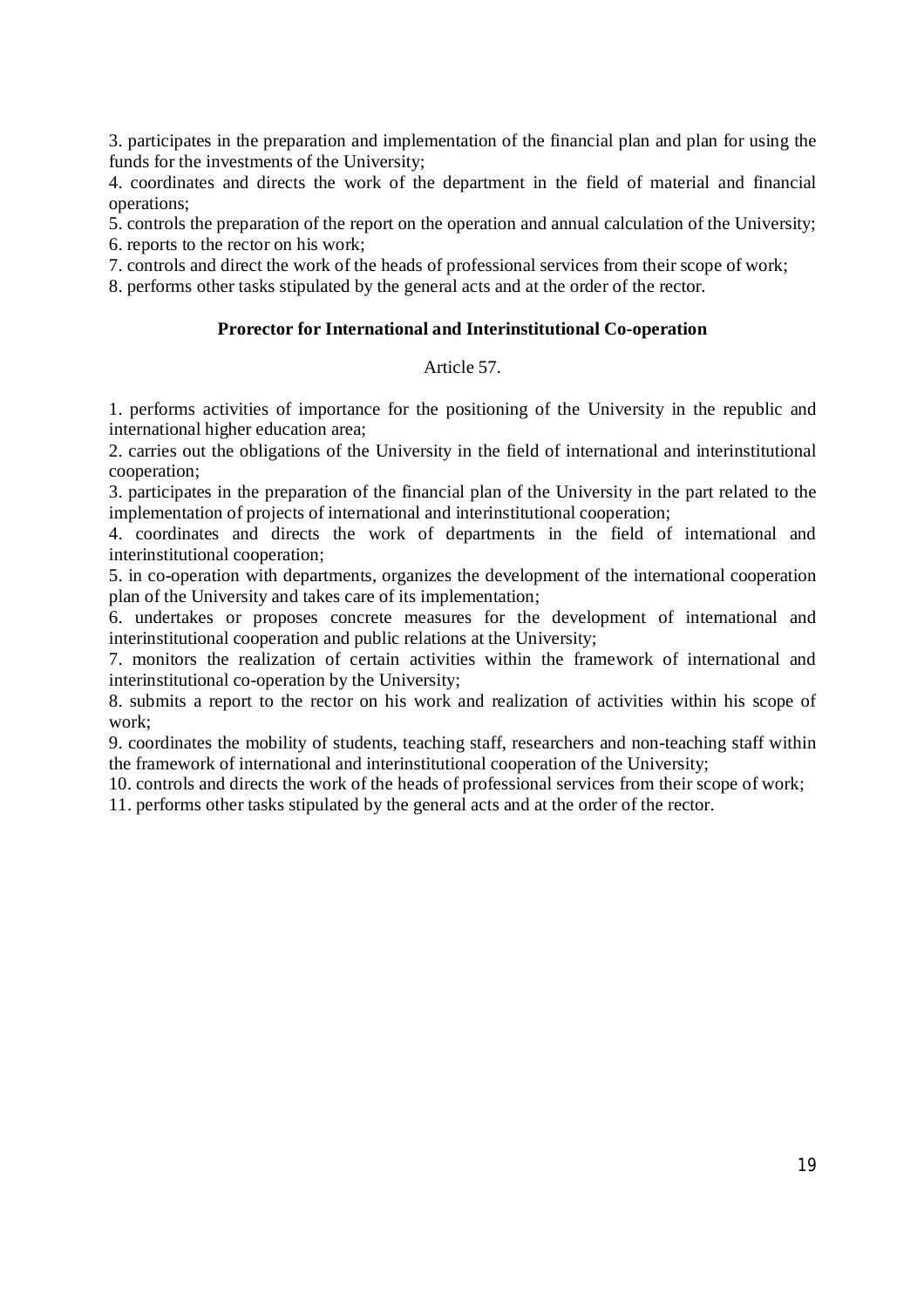3. participates in the preparation and implementation of the financial plan and plan for using the funds for the investments of the University;

4. coordinates and directs the work of the department in the field of material and financial operations;

5. controls the preparation of the report on the operation and annual calculation of the University;

6. reports to the rector on his work;

7. controls and direct the work of the heads of professional services from their scope of work;

8. performs other tasks stipulated by the general acts and at the order of the rector.

**Prorector for International and Interinstitutional Co-operation**

Article 57.

1. performs activities of importance for the positioning of the University in the republic and international higher education area;

2. carries out the obligations of the University in the field of international and interinstitutional cooperation;

3. participates in the preparation of the financial plan of the University in the part related to the implementation of projects of international and interinstitutional cooperation;

4. coordinates and directs the work of departments in the field of international and interinstitutional cooperation;

5. in co-operation with departments, organizes the development of the international cooperation plan of the University and takes care of its implementation;

6. undertakes or proposes concrete measures for the development of international and interinstitutional cooperation and public relations at the University;

7. monitors the realization of certain activities within the framework of international and interinstitutional co-operation by the University;

8. submits a report to the rector on his work and realization of activities within his scope of work;

9. coordinates the mobility of students, teaching staff, researchers and non-teaching staff within the framework of international and interinstitutional cooperation of the University;

10. controls and directs the work of the heads of professional services from their scope of work;

11. performs other tasks stipulated by the general acts and at the order of the rector.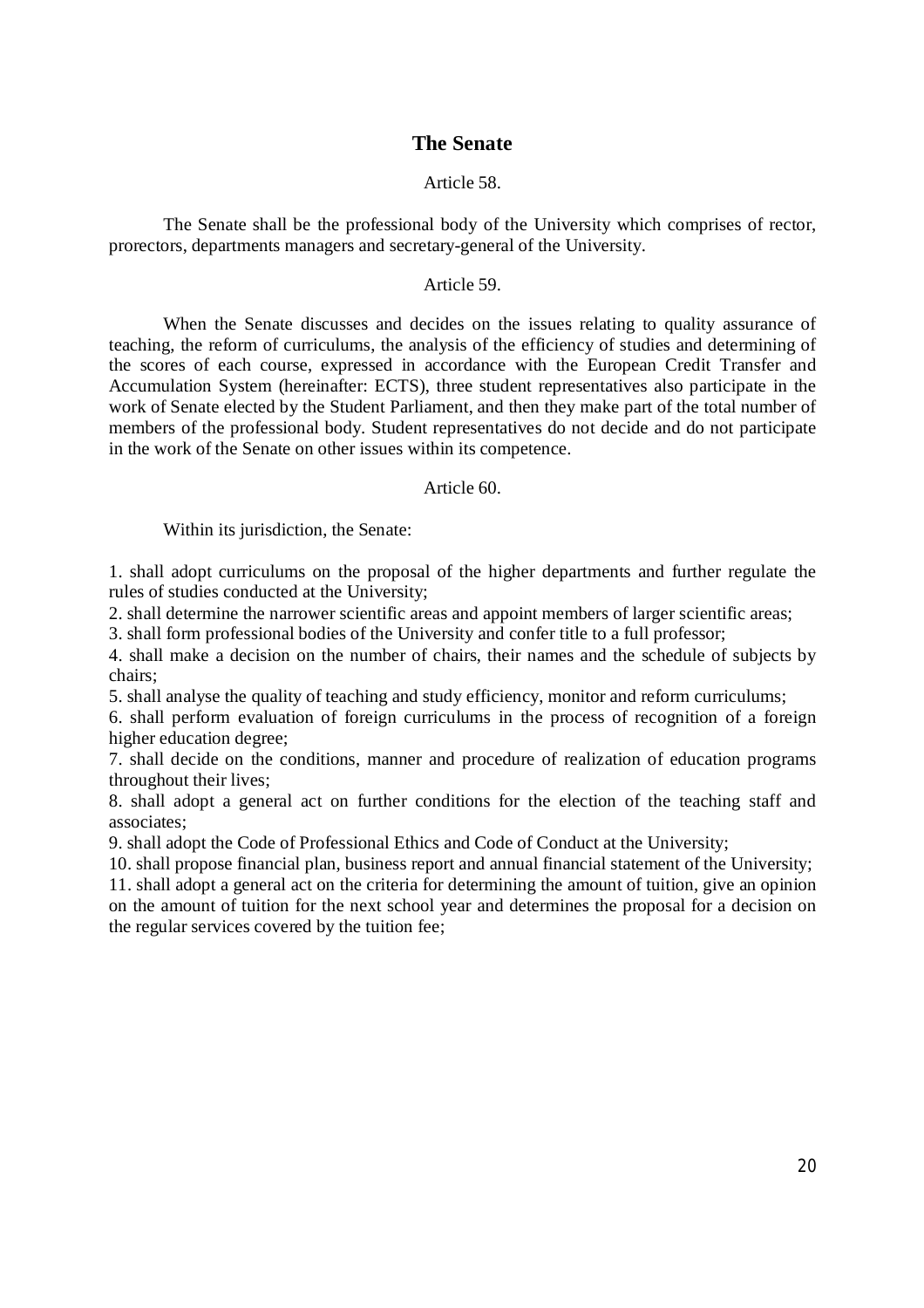## The Senate

Article 58.

The Senate shall be the professional body of the University which comprises of rector, prorectors, departments managers and secretary-general of the University.

Article 59.

When the Senate discusses and decides on the issues relating to quality assurance of teaching, the reform of curriculums, the analysis of the efficiency of studies and determining of the scores of each course, expressed in accordance with the European Credit Transfer and Accumulation System (hereinafter: ECTS), three student representatives also participate in the work of Senate elected by the Student Parliament, and then they make part of the total number of members of the professional body. Student representatives do not decide and do not participate in the work of the Senate on other issues within its competence.

Article 60.

Within its jurisdiction, the Senate:

1. shall adopt curriculums on the proposal of the higher departments and further regulate the rules of studies conducted at the University;
2. shall determine the narrower scientific areas and appoint members of larger scientific areas;
3. shall form professional bodies of the University and confer title to a full professor;
4. shall make a decision on the number of chairs, their names and the schedule of subjects by chairs;
5. shall analyse the quality of teaching and study efficiency, monitor and reform curriculums;
6. shall perform evaluation of foreign curriculums in the process of recognition of a foreign higher education degree;
7. shall decide on the conditions, manner and procedure of realization of education programs throughout their lives;
8. shall adopt a general act on further conditions for the election of the teaching staff and associates;
9. shall adopt the Code of Professional Ethics and Code of Conduct at the University;
10. shall propose financial plan, business report and annual financial statement of the University;
11. shall adopt a general act on the criteria for determining the amount of tuition, give an opinion on the amount of tuition for the next school year and determines the proposal for a decision on the regular services covered by the tuition fee;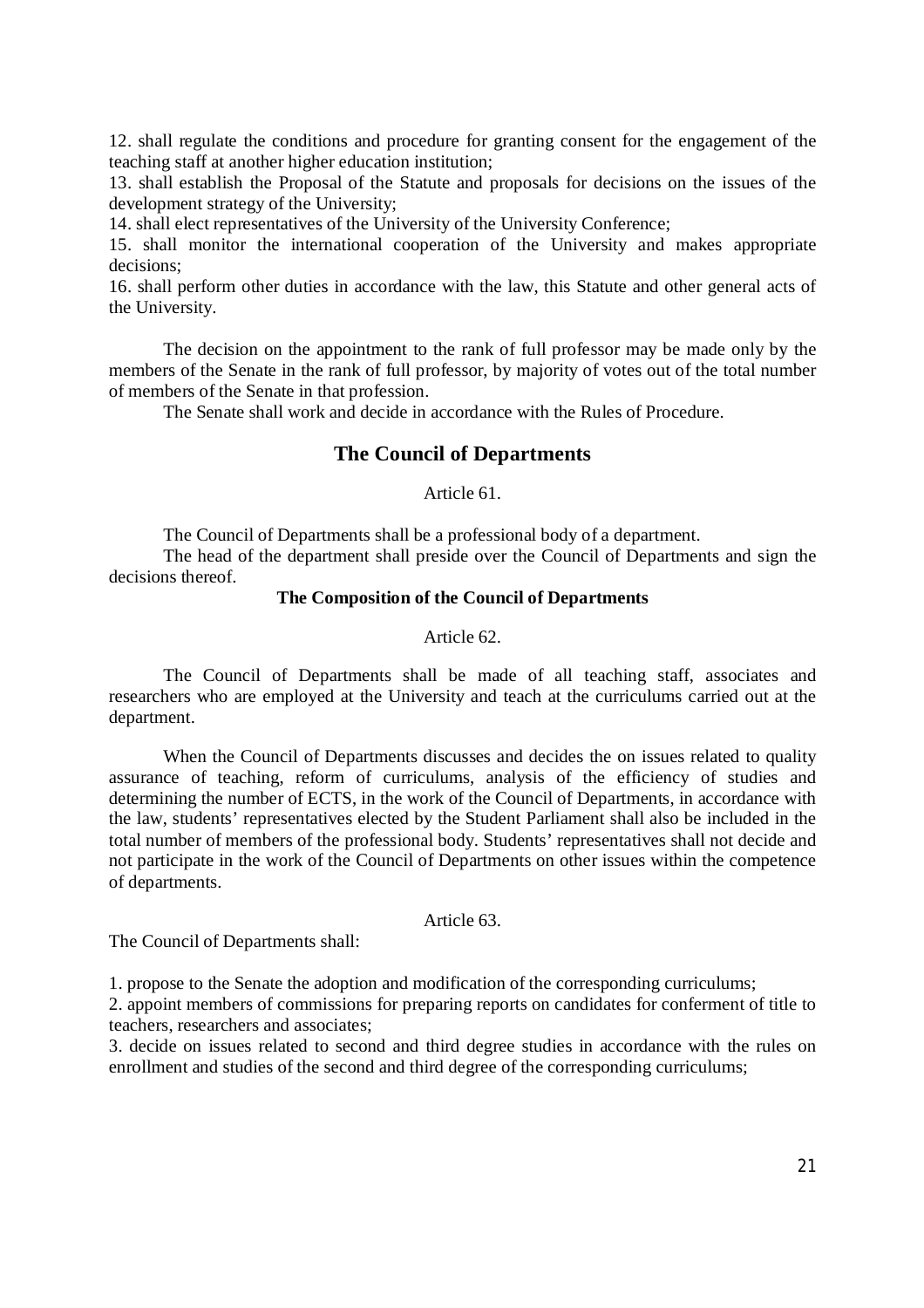12. shall regulate the conditions and procedure for granting consent for the engagement of the teaching staff at another higher education institution;
13. shall establish the Proposal of the Statute and proposals for decisions on the issues of the development strategy of the University;
14. shall elect representatives of the University of the University Conference;
15. shall monitor the international cooperation of the University and makes appropriate decisions;
16. shall perform other duties in accordance with the law, this Statute and other general acts of the University.

The decision on the appointment to the rank of full professor may be made only by the members of the Senate in the rank of full professor, by majority of votes out of the total number of members of the Senate in that profession.

The Senate shall work and decide in accordance with the Rules of Procedure.

## The Council of Departments

Article 61.

The Council of Departments shall be a professional body of a department.

The head of the department shall preside over the Council of Departments and sign the decisions thereof.

**The Composition of the Council of Departments**

Article 62.

The Council of Departments shall be made of all teaching staff, associates and researchers who are employed at the University and teach at the curriculums carried out at the department.

When the Council of Departments discusses and decides the on issues related to quality assurance of teaching, reform of curriculums, analysis of the efficiency of studies and determining the number of ECTS, in the work of the Council of Departments, in accordance with the law, students' representatives elected by the Student Parliament shall also be included in the total number of members of the professional body. Students' representatives shall not decide and not participate in the work of the Council of Departments on other issues within the competence of departments.

Article 63.

The Council of Departments shall:

1. propose to the Senate the adoption and modification of the corresponding curriculums;
2. appoint members of commissions for preparing reports on candidates for conferment of title to teachers, researchers and associates;
3. decide on issues related to second and third degree studies in accordance with the rules on enrollment and studies of the second and third degree of the corresponding curriculums;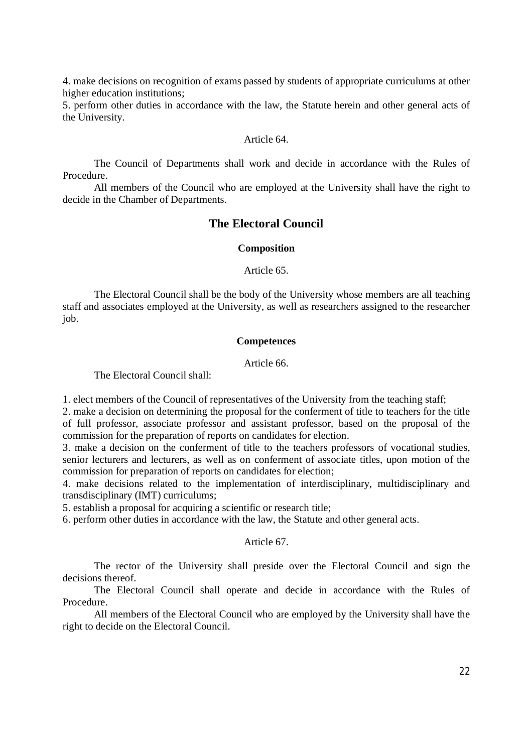4. make decisions on recognition of exams passed by students of appropriate curriculums at other higher education institutions;
5. perform other duties in accordance with the law, the Statute herein and other general acts of the University.

Article 64.

The Council of Departments shall work and decide in accordance with the Rules of Procedure.

All members of the Council who are employed at the University shall have the right to decide in the Chamber of Departments.

## The Electoral Council

### Composition

Article 65.

The Electoral Council shall be the body of the University whose members are all teaching staff and associates employed at the University, as well as researchers assigned to the researcher job.

### Competences

Article 66.

The Electoral Council shall:

1. elect members of the Council of representatives of the University from the teaching staff;
2. make a decision on determining the proposal for the conferment of title to teachers for the title of full professor, associate professor and assistant professor, based on the proposal of the commission for the preparation of reports on candidates for election.
3. make a decision on the conferment of title to the teachers professors of vocational studies, senior lecturers and lecturers, as well as on conferment of associate titles, upon motion of the commission for preparation of reports on candidates for election;
4. make decisions related to the implementation of interdisciplinary, multidisciplinary and transdisciplinary (IMT) curriculums;
5. establish a proposal for acquiring a scientific or research title;
6. perform other duties in accordance with the law, the Statute and other general acts.

Article 67.

The rector of the University shall preside over the Electoral Council and sign the decisions thereof.

The Electoral Council shall operate and decide in accordance with the Rules of Procedure.

All members of the Electoral Council who are employed by the University shall have the right to decide on the Electoral Council.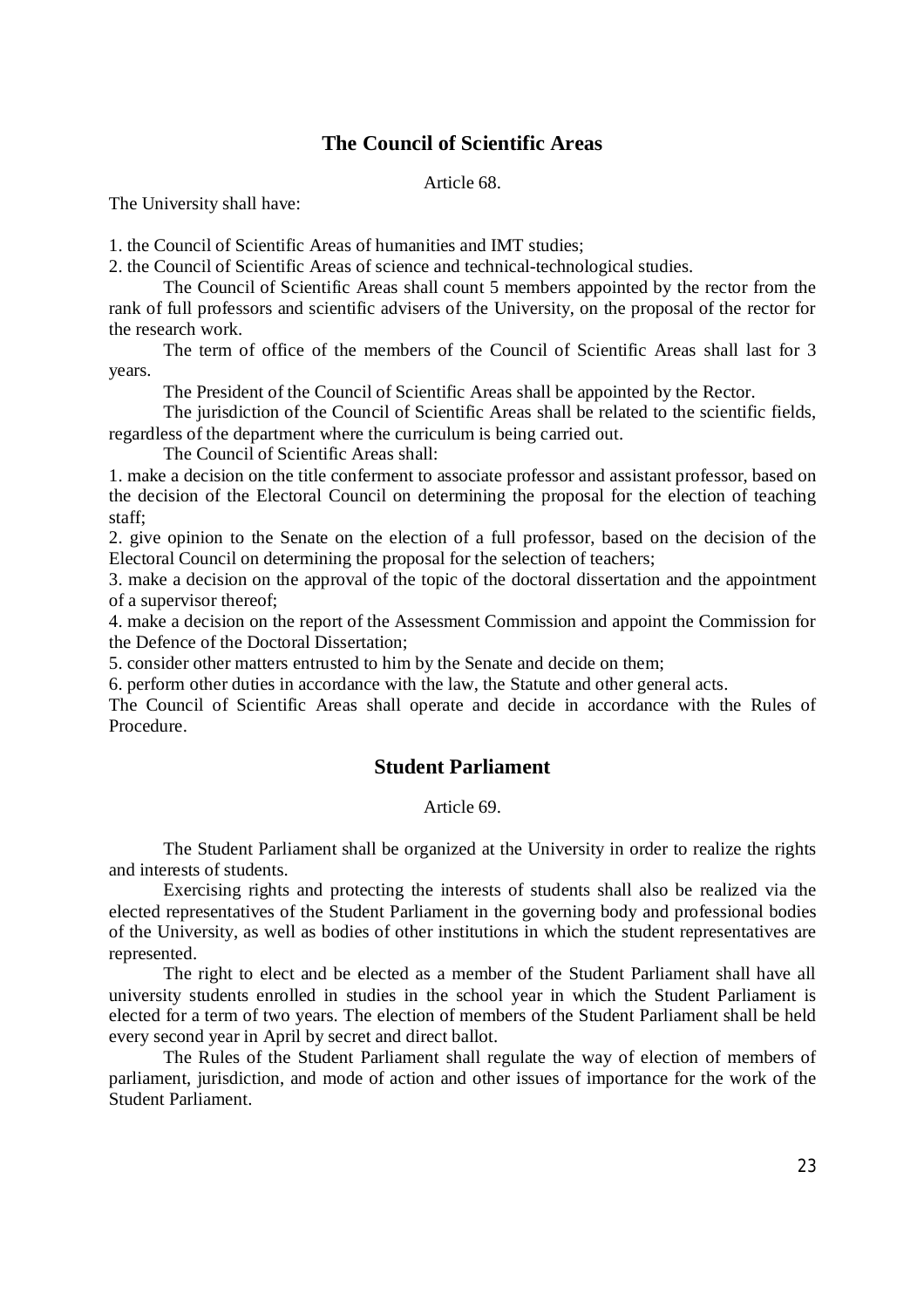## The Council of Scientific Areas

Article 68.

The University shall have:

1. the Council of Scientific Areas of humanities and IMT studies;
2. the Council of Scientific Areas of science and technical-technological studies.

The Council of Scientific Areas shall count 5 members appointed by the rector from the rank of full professors and scientific advisers of the University, on the proposal of the rector for the research work.

The term of office of the members of the Council of Scientific Areas shall last for 3 years.

The President of the Council of Scientific Areas shall be appointed by the Rector.

The jurisdiction of the Council of Scientific Areas shall be related to the scientific fields, regardless of the department where the curriculum is being carried out.

The Council of Scientific Areas shall:

1. make a decision on the title conferment to associate professor and assistant professor, based on the decision of the Electoral Council on determining the proposal for the election of teaching staff;
2. give opinion to the Senate on the election of a full professor, based on the decision of the Electoral Council on determining the proposal for the selection of teachers;
3. make a decision on the approval of the topic of the doctoral dissertation and the appointment of a supervisor thereof;
4. make a decision on the report of the Assessment Commission and appoint the Commission for the Defence of the Doctoral Dissertation;
5. consider other matters entrusted to him by the Senate and decide on them;
6. perform other duties in accordance with the law, the Statute and other general acts.

The Council of Scientific Areas shall operate and decide in accordance with the Rules of Procedure.

## Student Parliament

Article 69.

The Student Parliament shall be organized at the University in order to realize the rights and interests of students.

Exercising rights and protecting the interests of students shall also be realized via the elected representatives of the Student Parliament in the governing body and professional bodies of the University, as well as bodies of other institutions in which the student representatives are represented.

The right to elect and be elected as a member of the Student Parliament shall have all university students enrolled in studies in the school year in which the Student Parliament is elected for a term of two years. The election of members of the Student Parliament shall be held every second year in April by secret and direct ballot.

The Rules of the Student Parliament shall regulate the way of election of members of parliament, jurisdiction, and mode of action and other issues of importance for the work of the Student Parliament.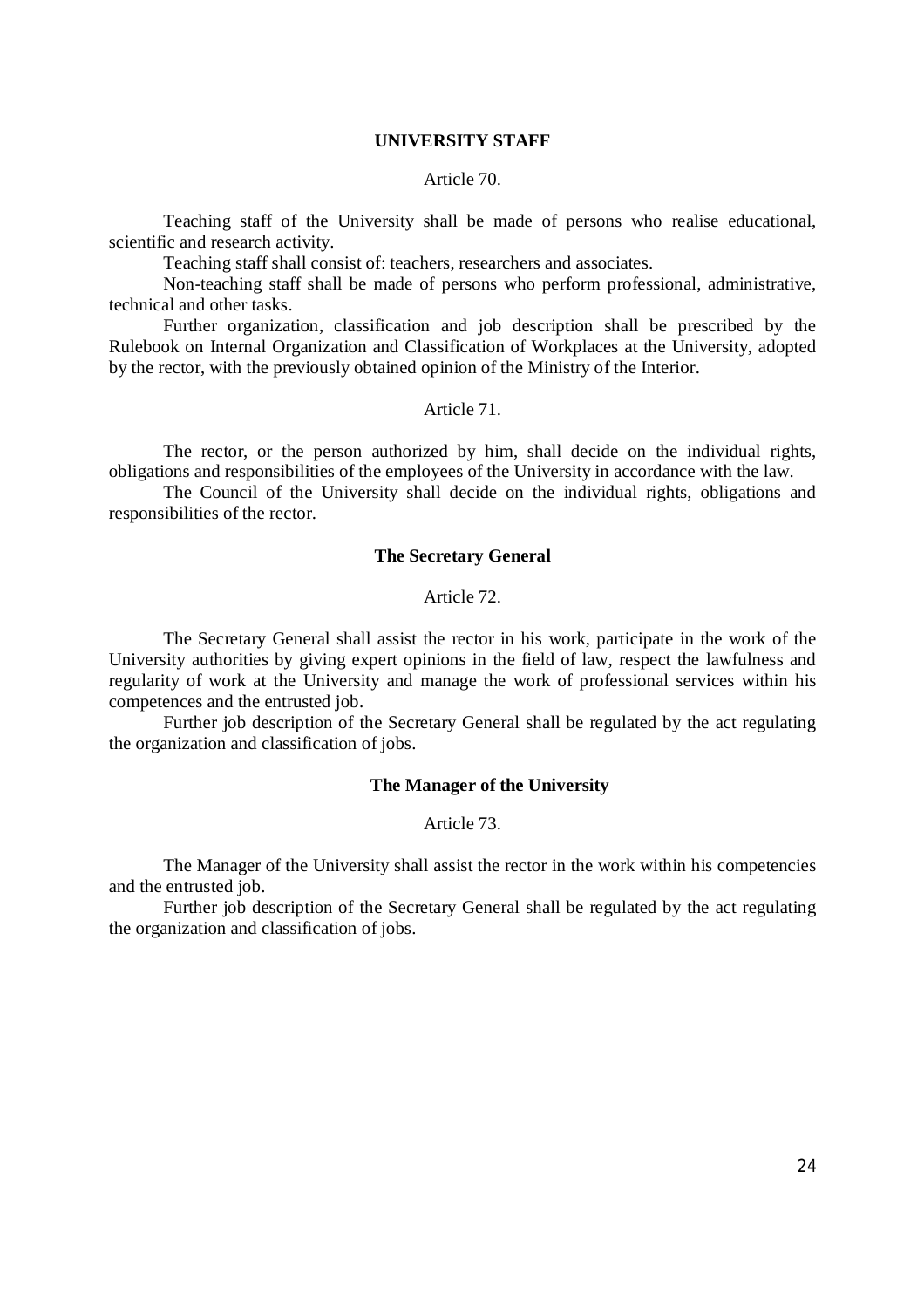## UNIVERSITY STAFF

Article 70.

Teaching staff of the University shall be made of persons who realise educational, scientific and research activity.

Teaching staff shall consist of: teachers, researchers and associates.

Non-teaching staff shall be made of persons who perform professional, administrative, technical and other tasks.

Further organization, classification and job description shall be prescribed by the Rulebook on Internal Organization and Classification of Workplaces at the University, adopted by the rector, with the previously obtained opinion of the Ministry of the Interior.

Article 71.

The rector, or the person authorized by him, shall decide on the individual rights, obligations and responsibilities of the employees of the University in accordance with the law.

The Council of the University shall decide on the individual rights, obligations and responsibilities of the rector.

### The Secretary General

Article 72.

The Secretary General shall assist the rector in his work, participate in the work of the University authorities by giving expert opinions in the field of law, respect the lawfulness and regularity of work at the University and manage the work of professional services within his competences and the entrusted job.

Further job description of the Secretary General shall be regulated by the act regulating the organization and classification of jobs.

### The Manager of the University

Article 73.

The Manager of the University shall assist the rector in the work within his competencies and the entrusted job.

Further job description of the Secretary General shall be regulated by the act regulating the organization and classification of jobs.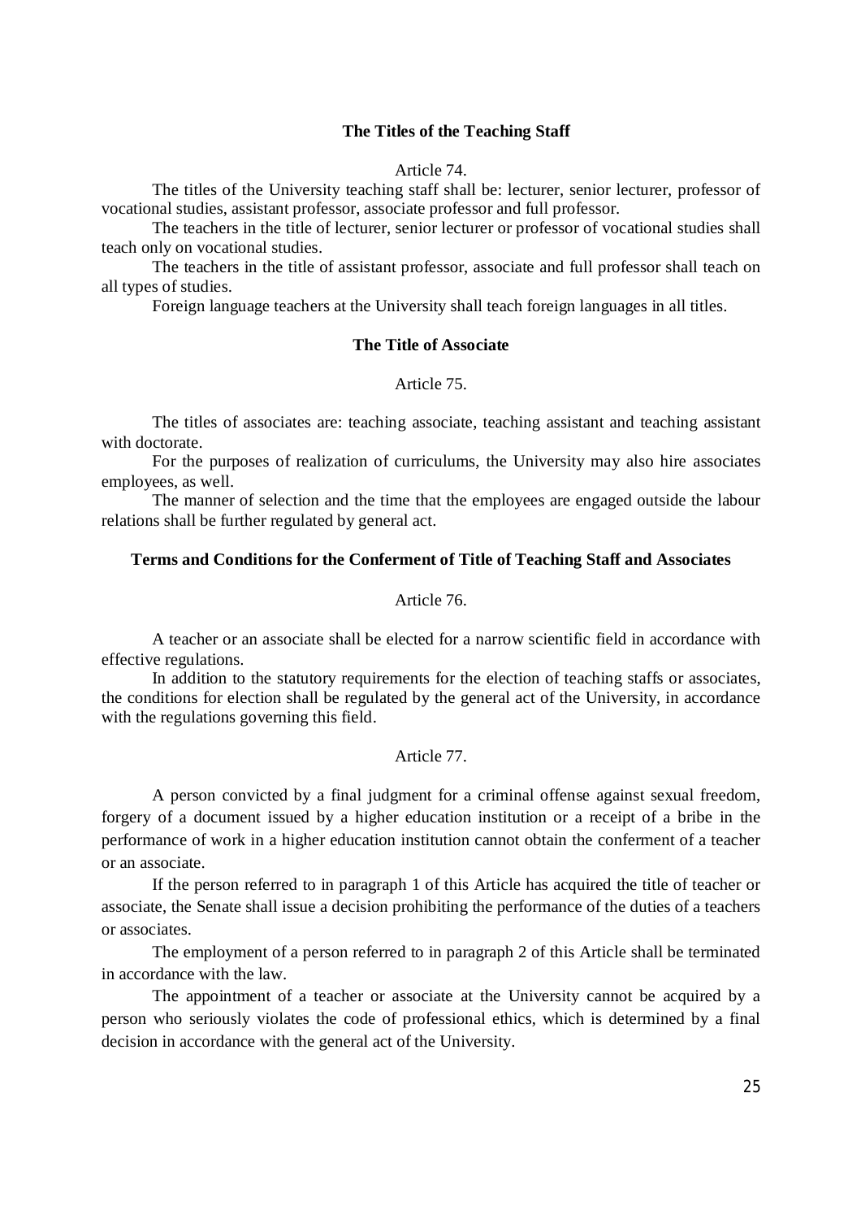### The Titles of the Teaching Staff

Article 74.

The titles of the University teaching staff shall be: lecturer, senior lecturer, professor of vocational studies, assistant professor, associate professor and full professor.

The teachers in the title of lecturer, senior lecturer or professor of vocational studies shall teach only on vocational studies.

The teachers in the title of assistant professor, associate and full professor shall teach on all types of studies.

Foreign language teachers at the University shall teach foreign languages in all titles.

### The Title of Associate

Article 75.

The titles of associates are: teaching associate, teaching assistant and teaching assistant with doctorate.

For the purposes of realization of curriculums, the University may also hire associates employees, as well.

The manner of selection and the time that the employees are engaged outside the labour relations shall be further regulated by general act.

### Terms and Conditions for the Conferment of Title of Teaching Staff and Associates

Article 76.

A teacher or an associate shall be elected for a narrow scientific field in accordance with effective regulations.

In addition to the statutory requirements for the election of teaching staffs or associates, the conditions for election shall be regulated by the general act of the University, in accordance with the regulations governing this field.

Article 77.

A person convicted by a final judgment for a criminal offense against sexual freedom, forgery of a document issued by a higher education institution or a receipt of a bribe in the performance of work in a higher education institution cannot obtain the conferment of a teacher or an associate.

If the person referred to in paragraph 1 of this Article has acquired the title of teacher or associate, the Senate shall issue a decision prohibiting the performance of the duties of a teachers or associates.

The employment of a person referred to in paragraph 2 of this Article shall be terminated in accordance with the law.

The appointment of a teacher or associate at the University cannot be acquired by a person who seriously violates the code of professional ethics, which is determined by a final decision in accordance with the general act of the University.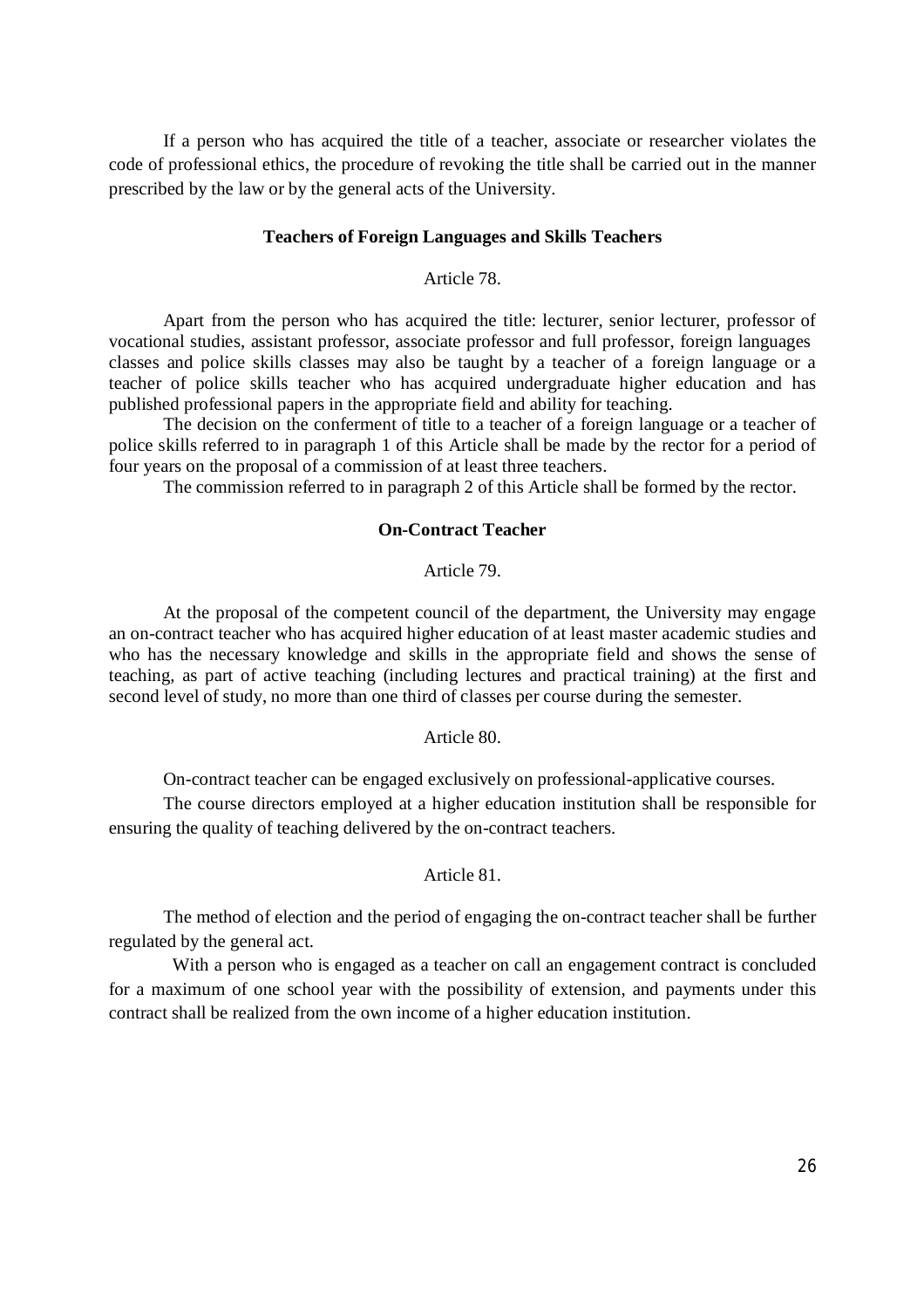If a person who has acquired the title of a teacher, associate or researcher violates the code of professional ethics, the procedure of revoking the title shall be carried out in the manner prescribed by the law or by the general acts of the University.

### Teachers of Foreign Languages and Skills Teachers

Article 78.

Apart from the person who has acquired the title: lecturer, senior lecturer, professor of vocational studies, assistant professor, associate professor and full professor, foreign languages classes and police skills classes may also be taught by a teacher of a foreign language or a teacher of police skills teacher who has acquired undergraduate higher education and has published professional papers in the appropriate field and ability for teaching.

The decision on the conferment of title to a teacher of a foreign language or a teacher of police skills referred to in paragraph 1 of this Article shall be made by the rector for a period of four years on the proposal of a commission of at least three teachers.

The commission referred to in paragraph 2 of this Article shall be formed by the rector.

### On-Contract Teacher

Article 79.

At the proposal of the competent council of the department, the University may engage an on-contract teacher who has acquired higher education of at least master academic studies and who has the necessary knowledge and skills in the appropriate field and shows the sense of teaching, as part of active teaching (including lectures and practical training) at the first and second level of study, no more than one third of classes per course during the semester.

Article 80.

On-contract teacher can be engaged exclusively on professional-applicative courses.

The course directors employed at a higher education institution shall be responsible for ensuring the quality of teaching delivered by the on-contract teachers.

Article 81.

The method of election and the period of engaging the on-contract teacher shall be further regulated by the general act.

With a person who is engaged as a teacher on call an engagement contract is concluded for a maximum of one school year with the possibility of extension, and payments under this contract shall be realized from the own income of a higher education institution.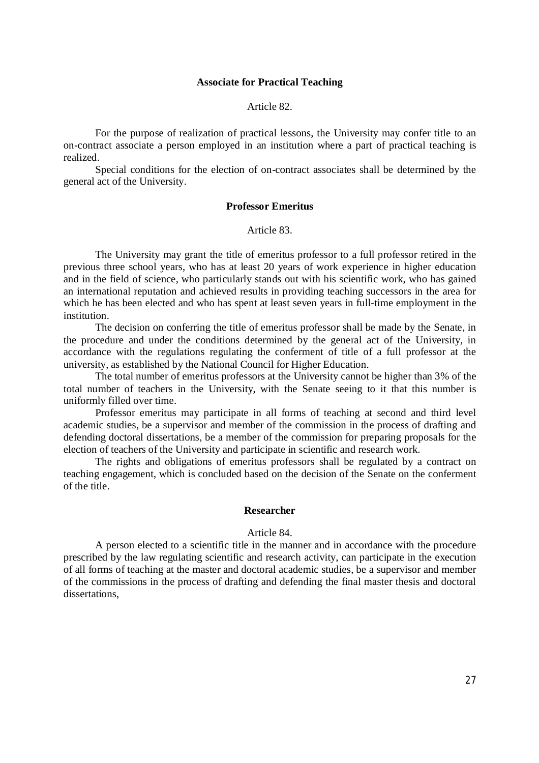### Associate for Practical Teaching

Article 82.

For the purpose of realization of practical lessons, the University may confer title to an on-contract associate a person employed in an institution where a part of practical teaching is realized.

Special conditions for the election of on-contract associates shall be determined by the general act of the University.

### Professor Emeritus

Article 83.

The University may grant the title of emeritus professor to a full professor retired in the previous three school years, who has at least 20 years of work experience in higher education and in the field of science, who particularly stands out with his scientific work, who has gained an international reputation and achieved results in providing teaching successors in the area for which he has been elected and who has spent at least seven years in full-time employment in the institution.

The decision on conferring the title of emeritus professor shall be made by the Senate, in the procedure and under the conditions determined by the general act of the University, in accordance with the regulations regulating the conferment of title of a full professor at the university, as established by the National Council for Higher Education.

The total number of emeritus professors at the University cannot be higher than 3% of the total number of teachers in the University, with the Senate seeing to it that this number is uniformly filled over time.

Professor emeritus may participate in all forms of teaching at second and third level academic studies, be a supervisor and member of the commission in the process of drafting and defending doctoral dissertations, be a member of the commission for preparing proposals for the election of teachers of the University and participate in scientific and research work.

The rights and obligations of emeritus professors shall be regulated by a contract on teaching engagement, which is concluded based on the decision of the Senate on the conferment of the title.

### Researcher

Article 84.

A person elected to a scientific title in the manner and in accordance with the procedure prescribed by the law regulating scientific and research activity, can participate in the execution of all forms of teaching at the master and doctoral academic studies, be a supervisor and member of the commissions in the process of drafting and defending the final master thesis and doctoral dissertations,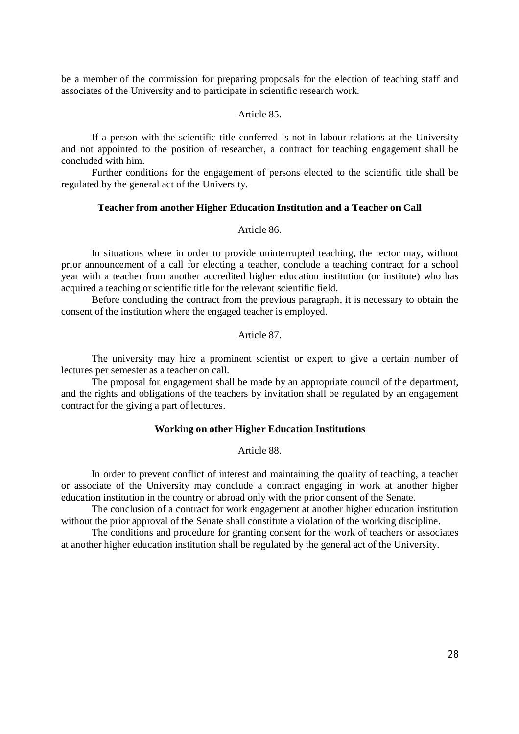be a member of the commission for preparing proposals for the election of teaching staff and associates of the University and to participate in scientific research work.

Article 85.

If a person with the scientific title conferred is not in labour relations at the University and not appointed to the position of researcher, a contract for teaching engagement shall be concluded with him.

Further conditions for the engagement of persons elected to the scientific title shall be regulated by the general act of the University.

**Teacher from another Higher Education Institution and a Teacher on Call**

Article 86.

In situations where in order to provide uninterrupted teaching, the rector may, without prior announcement of a call for electing a teacher, conclude a teaching contract for a school year with a teacher from another accredited higher education institution (or institute) who has acquired a teaching or scientific title for the relevant scientific field.

Before concluding the contract from the previous paragraph, it is necessary to obtain the consent of the institution where the engaged teacher is employed.

Article 87.

The university may hire a prominent scientist or expert to give a certain number of lectures per semester as a teacher on call.

The proposal for engagement shall be made by an appropriate council of the department, and the rights and obligations of the teachers by invitation shall be regulated by an engagement contract for the giving a part of lectures.

**Working on other Higher Education Institutions**

Article 88.

In order to prevent conflict of interest and maintaining the quality of teaching, a teacher or associate of the University may conclude a contract engaging in work at another higher education institution in the country or abroad only with the prior consent of the Senate.

The conclusion of a contract for work engagement at another higher education institution without the prior approval of the Senate shall constitute a violation of the working discipline.

The conditions and procedure for granting consent for the work of teachers or associates at another higher education institution shall be regulated by the general act of the University.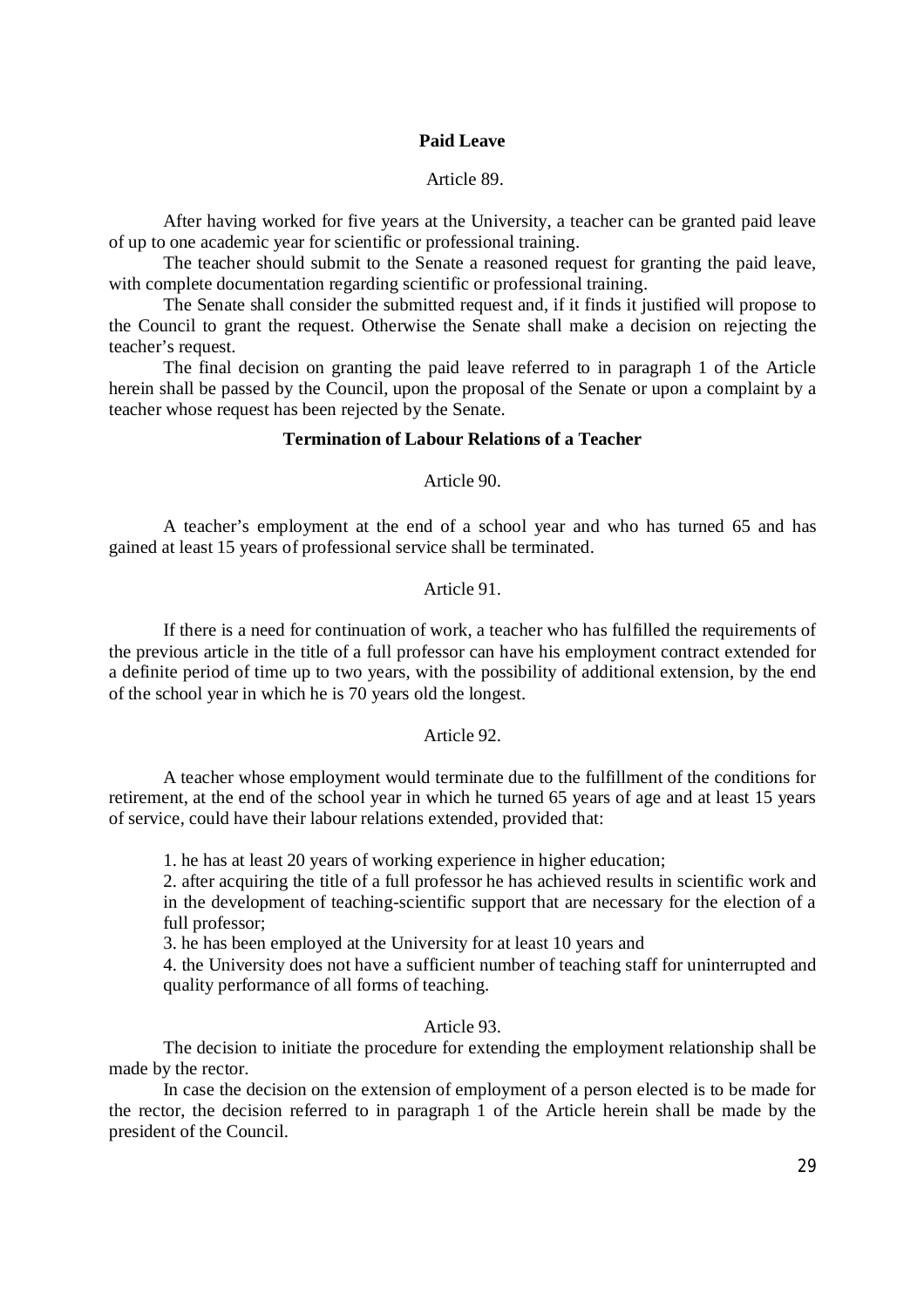## Paid Leave

Article 89.

After having worked for five years at the University, a teacher can be granted paid leave of up to one academic year for scientific or professional training.

The teacher should submit to the Senate a reasoned request for granting the paid leave, with complete documentation regarding scientific or professional training.

The Senate shall consider the submitted request and, if it finds it justified will propose to the Council to grant the request. Otherwise the Senate shall make a decision on rejecting the teacher's request.

The final decision on granting the paid leave referred to in paragraph 1 of the Article herein shall be passed by the Council, upon the proposal of the Senate or upon a complaint by a teacher whose request has been rejected by the Senate.

## Termination of Labour Relations of a Teacher

Article 90.

A teacher's employment at the end of a school year and who has turned 65 and has gained at least 15 years of professional service shall be terminated.

Article 91.

If there is a need for continuation of work, a teacher who has fulfilled the requirements of the previous article in the title of a full professor can have his employment contract extended for a definite period of time up to two years, with the possibility of additional extension, by the end of the school year in which he is 70 years old the longest.

Article 92.

A teacher whose employment would terminate due to the fulfillment of the conditions for retirement, at the end of the school year in which he turned 65 years of age and at least 15 years of service, could have their labour relations extended, provided that:

1. he has at least 20 years of working experience in higher education;
2. after acquiring the title of a full professor he has achieved results in scientific work and in the development of teaching-scientific support that are necessary for the election of a full professor;
3. he has been employed at the University for at least 10 years and
4. the University does not have a sufficient number of teaching staff for uninterrupted and quality performance of all forms of teaching.

Article 93.

The decision to initiate the procedure for extending the employment relationship shall be made by the rector.

In case the decision on the extension of employment of a person elected is to be made for the rector, the decision referred to in paragraph 1 of the Article herein shall be made by the president of the Council.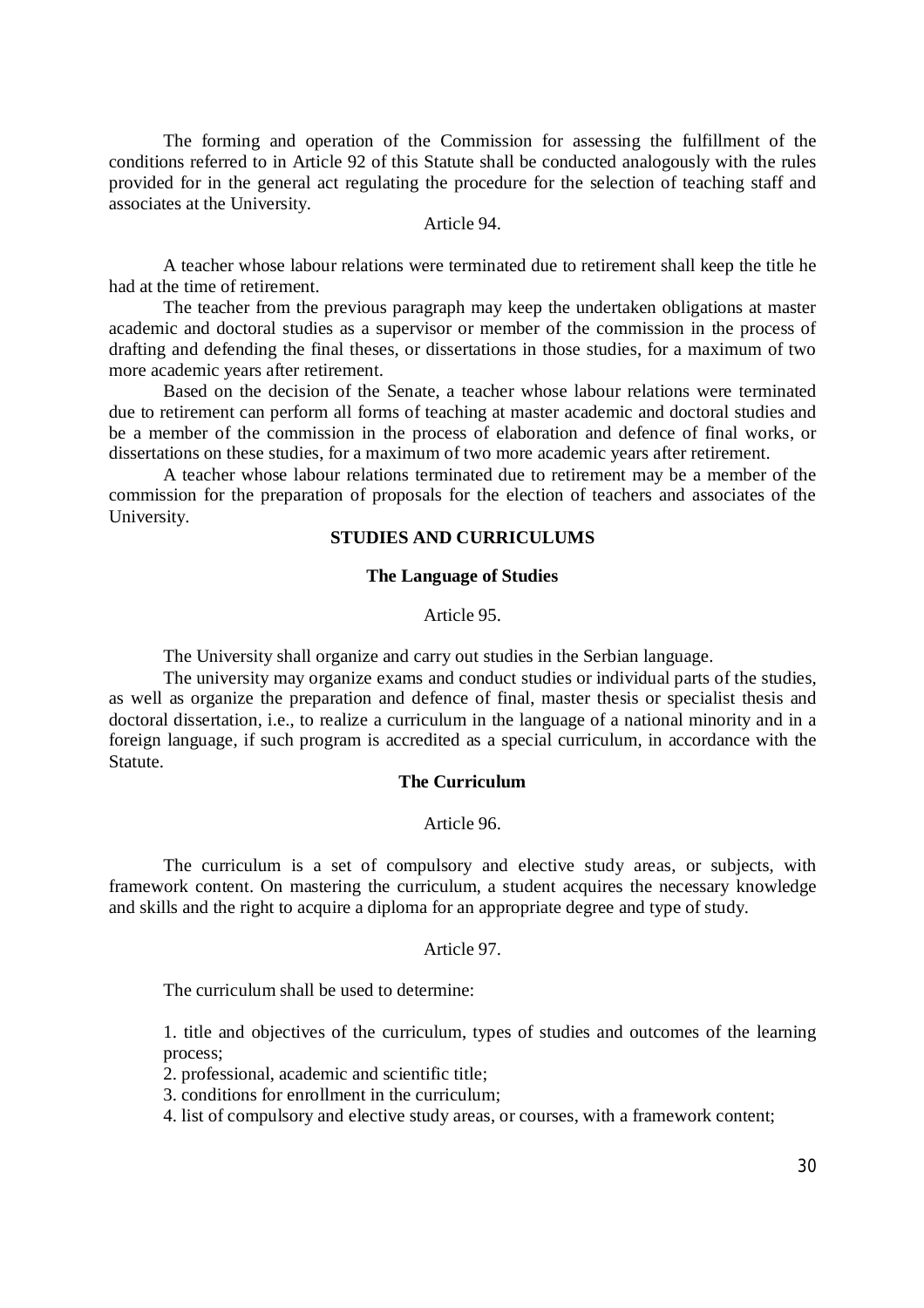The forming and operation of the Commission for assessing the fulfillment of the conditions referred to in Article 92 of this Statute shall be conducted analogously with the rules provided for in the general act regulating the procedure for the selection of teaching staff and associates at the University.

Article 94.

A teacher whose labour relations were terminated due to retirement shall keep the title he had at the time of retirement.

The teacher from the previous paragraph may keep the undertaken obligations at master academic and doctoral studies as a supervisor or member of the commission in the process of drafting and defending the final theses, or dissertations in those studies, for a maximum of two more academic years after retirement.

Based on the decision of the Senate, a teacher whose labour relations were terminated due to retirement can perform all forms of teaching at master academic and doctoral studies and be a member of the commission in the process of elaboration and defence of final works, or dissertations on these studies, for a maximum of two more academic years after retirement.

A teacher whose labour relations terminated due to retirement may be a member of the commission for the preparation of proposals for the election of teachers and associates of the University.

## STUDIES AND CURRICULUMS

### The Language of Studies

Article 95.

The University shall organize and carry out studies in the Serbian language.

The university may organize exams and conduct studies or individual parts of the studies, as well as organize the preparation and defence of final, master thesis or specialist thesis and doctoral dissertation, i.e., to realize a curriculum in the language of a national minority and in a foreign language, if such program is accredited as a special curriculum, in accordance with the Statute.

### The Curriculum

Article 96.

The curriculum is a set of compulsory and elective study areas, or subjects, with framework content. On mastering the curriculum, a student acquires the necessary knowledge and skills and the right to acquire a diploma for an appropriate degree and type of study.

Article 97.

The curriculum shall be used to determine:

1. title and objectives of the curriculum, types of studies and outcomes of the learning process;
2. professional, academic and scientific title;
3. conditions for enrollment in the curriculum;
4. list of compulsory and elective study areas, or courses, with a framework content;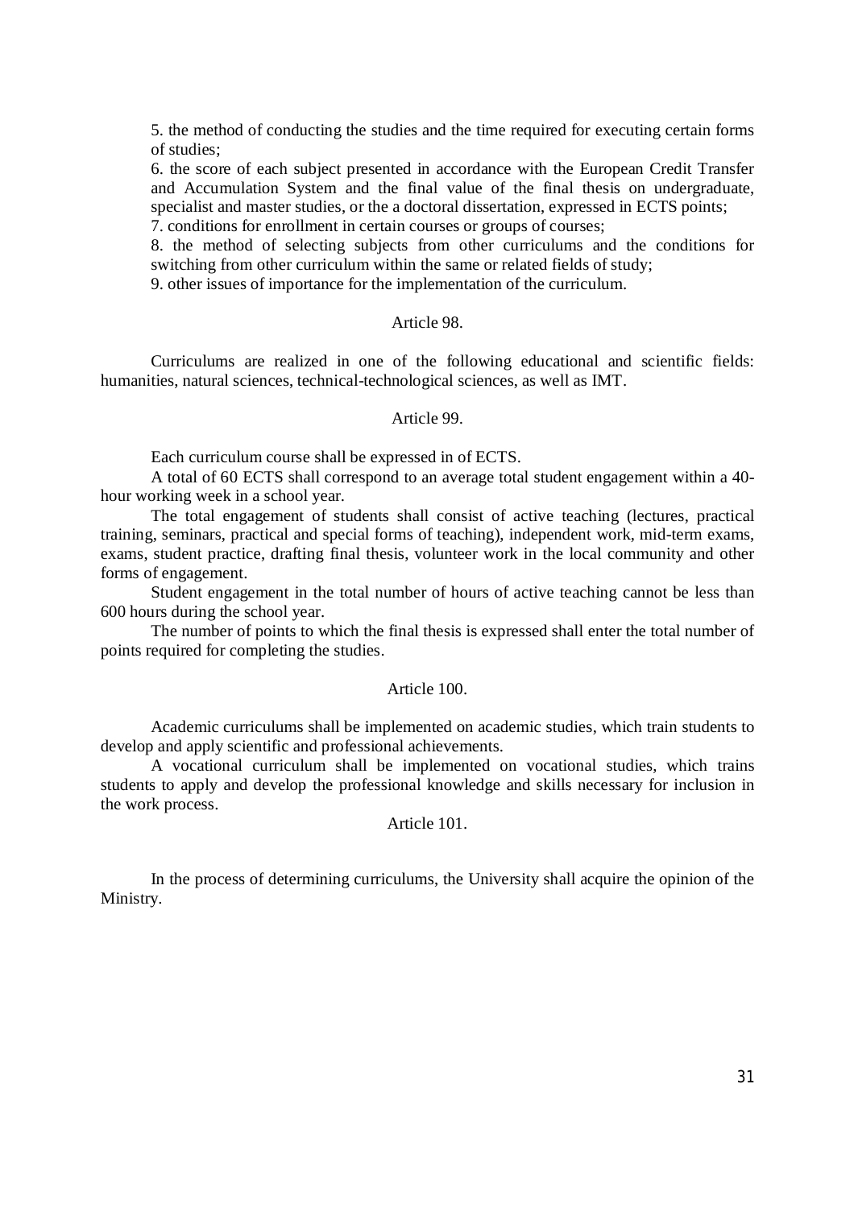5. the method of conducting the studies and the time required for executing certain forms of studies;
6. the score of each subject presented in accordance with the European Credit Transfer and Accumulation System and the final value of the final thesis on undergraduate, specialist and master studies, or the a doctoral dissertation, expressed in ECTS points;
7. conditions for enrollment in certain courses or groups of courses;
8. the method of selecting subjects from other curriculums and the conditions for switching from other curriculum within the same or related fields of study;
9. other issues of importance for the implementation of the curriculum.

### Article 98.

Curriculums are realized in one of the following educational and scientific fields: humanities, natural sciences, technical-technological sciences, as well as IMT.

### Article 99.

Each curriculum course shall be expressed in of ECTS.

A total of 60 ECTS shall correspond to an average total student engagement within a 40-hour working week in a school year.

The total engagement of students shall consist of active teaching (lectures, practical training, seminars, practical and special forms of teaching), independent work, mid-term exams, exams, student practice, drafting final thesis, volunteer work in the local community and other forms of engagement.

Student engagement in the total number of hours of active teaching cannot be less than 600 hours during the school year.

The number of points to which the final thesis is expressed shall enter the total number of points required for completing the studies.

### Article 100.

Academic curriculums shall be implemented on academic studies, which train students to develop and apply scientific and professional achievements.

A vocational curriculum shall be implemented on vocational studies, which trains students to apply and develop the professional knowledge and skills necessary for inclusion in the work process.

### Article 101.

In the process of determining curriculums, the University shall acquire the opinion of the Ministry.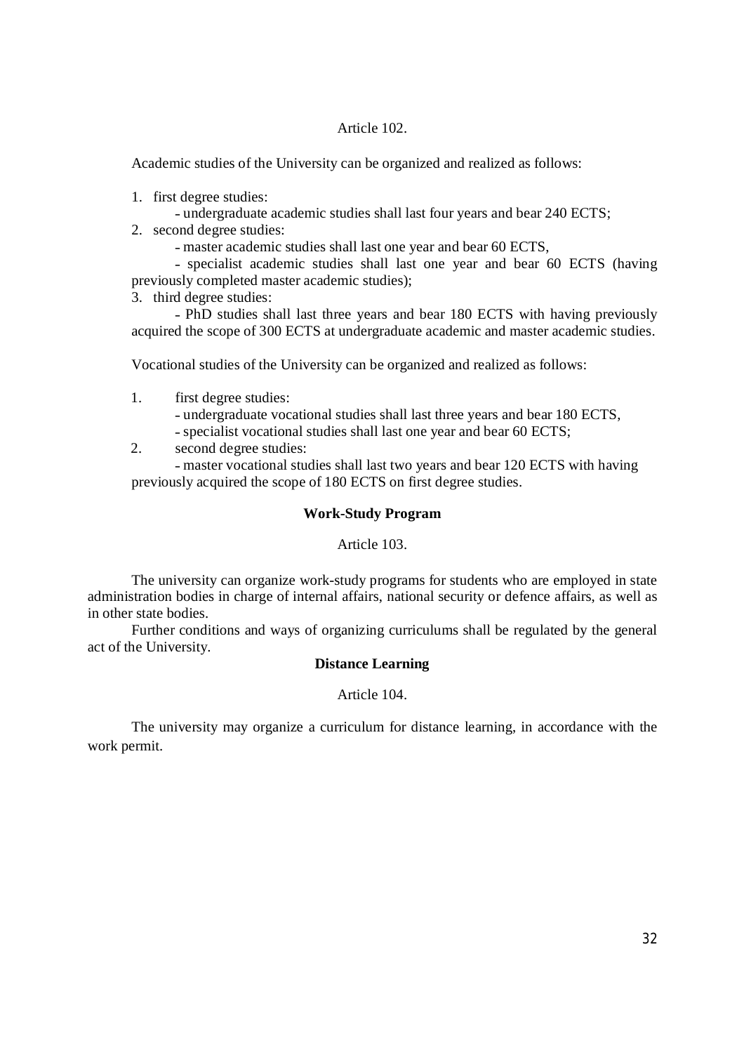Article 102.

Academic studies of the University can be organized and realized as follows:

1. first degree studies:
   - undergraduate academic studies shall last four years and bear 240 ECTS;
2. second degree studies:
   - master academic studies shall last one year and bear 60 ECTS,
   - specialist academic studies shall last one year and bear 60 ECTS (having previously completed master academic studies);
3. third degree studies:
   - PhD studies shall last three years and bear 180 ECTS with having previously acquired the scope of 300 ECTS at undergraduate academic and master academic studies.

Vocational studies of the University can be organized and realized as follows:

1. first degree studies:
   - undergraduate vocational studies shall last three years and bear 180 ECTS,
   - specialist vocational studies shall last one year and bear 60 ECTS;
2. second degree studies:
   - master vocational studies shall last two years and bear 120 ECTS with having previously acquired the scope of 180 ECTS on first degree studies.

**Work-Study Program**

Article 103.

The university can organize work-study programs for students who are employed in state administration bodies in charge of internal affairs, national security or defence affairs, as well as in other state bodies.

Further conditions and ways of organizing curriculums shall be regulated by the general act of the University.

**Distance Learning**

Article 104.

The university may organize a curriculum for distance learning, in accordance with the work permit.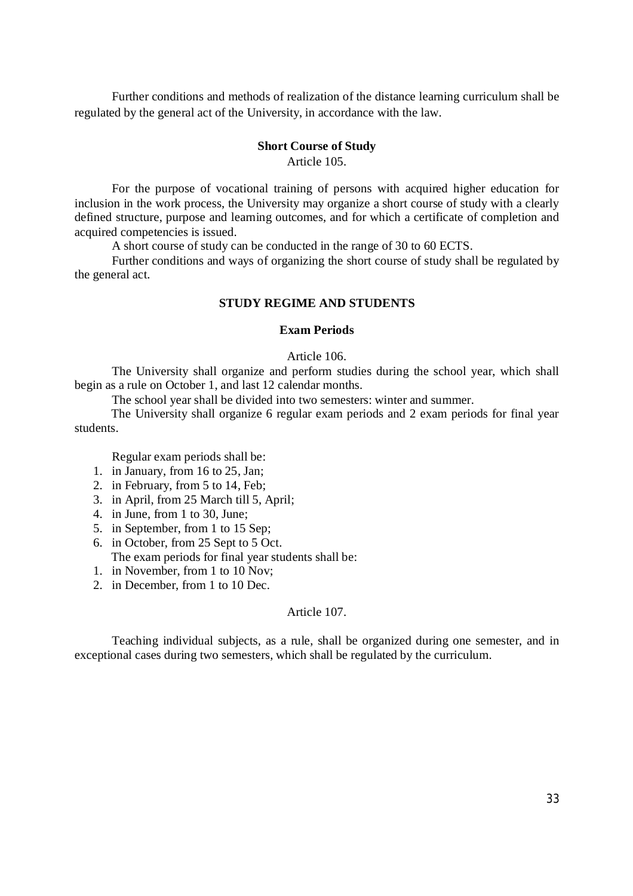Further conditions and methods of realization of the distance learning curriculum shall be regulated by the general act of the University, in accordance with the law.

### Short Course of Study

Article 105.

For the purpose of vocational training of persons with acquired higher education for inclusion in the work process, the University may organize a short course of study with a clearly defined structure, purpose and learning outcomes, and for which a certificate of completion and acquired competencies is issued.

A short course of study can be conducted in the range of 30 to 60 ECTS.

Further conditions and ways of organizing the short course of study shall be regulated by the general act.

## STUDY REGIME AND STUDENTS

### Exam Periods

Article 106.

The University shall organize and perform studies during the school year, which shall begin as a rule on October 1, and last 12 calendar months.

The school year shall be divided into two semesters: winter and summer.

The University shall organize 6 regular exam periods and 2 exam periods for final year students.

Regular exam periods shall be:

1. in January, from 16 to 25, Jan;
2. in February, from 5 to 14, Feb;
3. in April, from 25 March till 5, April;
4. in June, from 1 to 30, June;
5. in September, from 1 to 15 Sep;
6. in October, from 25 Sept to 5 Oct.

The exam periods for final year students shall be:

1. in November, from 1 to 10 Nov;
2. in December, from 1 to 10 Dec.

Article 107.

Teaching individual subjects, as a rule, shall be organized during one semester, and in exceptional cases during two semesters, which shall be regulated by the curriculum.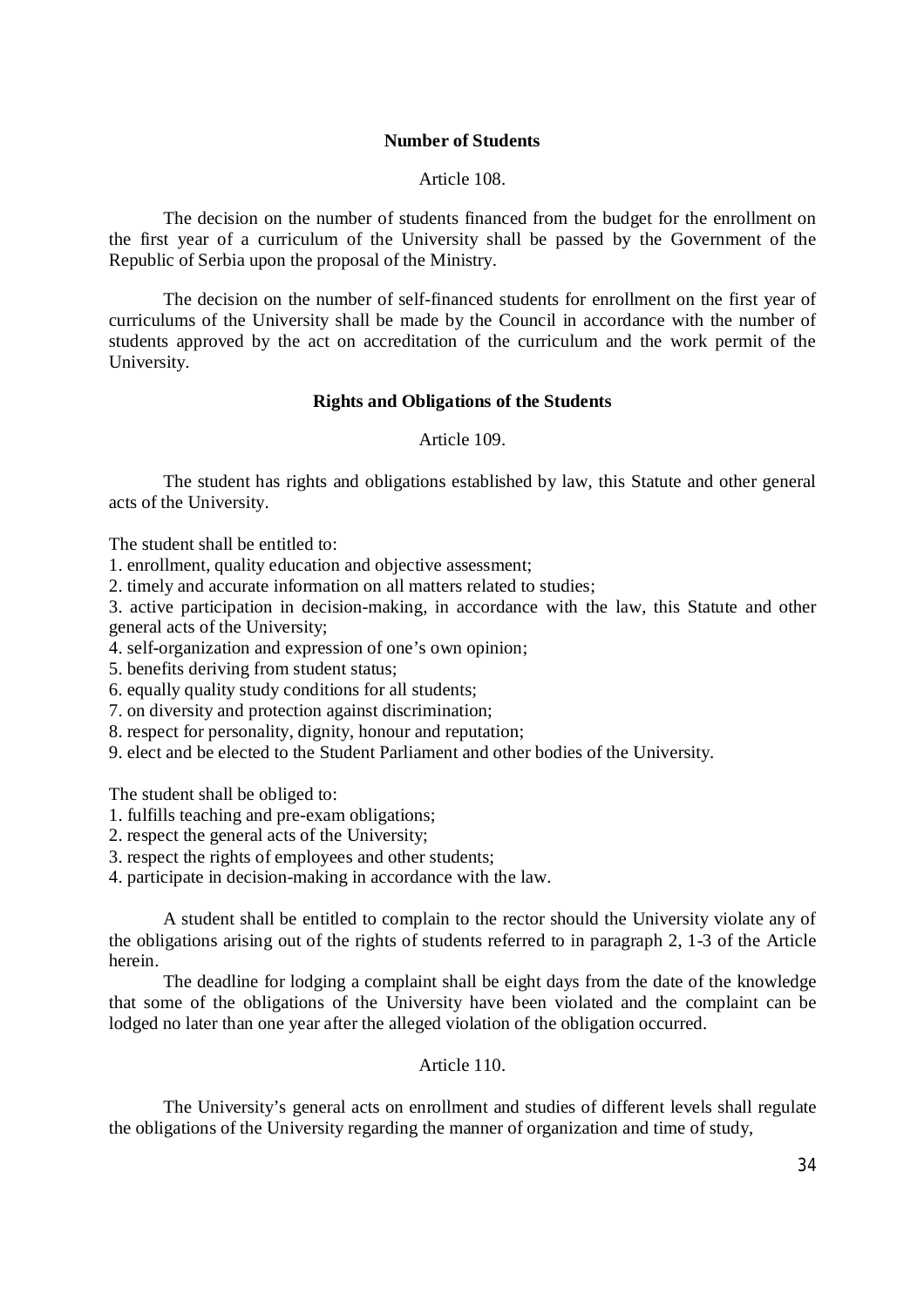### Number of Students

Article 108.

The decision on the number of students financed from the budget for the enrollment on the first year of a curriculum of the University shall be passed by the Government of the Republic of Serbia upon the proposal of the Ministry.

The decision on the number of self-financed students for enrollment on the first year of curriculums of the University shall be made by the Council in accordance with the number of students approved by the act on accreditation of the curriculum and the work permit of the University.

### Rights and Obligations of the Students

Article 109.

The student has rights and obligations established by law, this Statute and other general acts of the University.

The student shall be entitled to:

1. enrollment, quality education and objective assessment;
2. timely and accurate information on all matters related to studies;
3. active participation in decision-making, in accordance with the law, this Statute and other general acts of the University;
4. self-organization and expression of one's own opinion;
5. benefits deriving from student status;
6. equally quality study conditions for all students;
7. on diversity and protection against discrimination;
8. respect for personality, dignity, honour and reputation;
9. elect and be elected to the Student Parliament and other bodies of the University.

The student shall be obliged to:

1. fulfills teaching and pre-exam obligations;
2. respect the general acts of the University;
3. respect the rights of employees and other students;
4. participate in decision-making in accordance with the law.

A student shall be entitled to complain to the rector should the University violate any of the obligations arising out of the rights of students referred to in paragraph 2, 1-3 of the Article herein.

The deadline for lodging a complaint shall be eight days from the date of the knowledge that some of the obligations of the University have been violated and the complaint can be lodged no later than one year after the alleged violation of the obligation occurred.

Article 110.

The University's general acts on enrollment and studies of different levels shall regulate the obligations of the University regarding the manner of organization and time of study,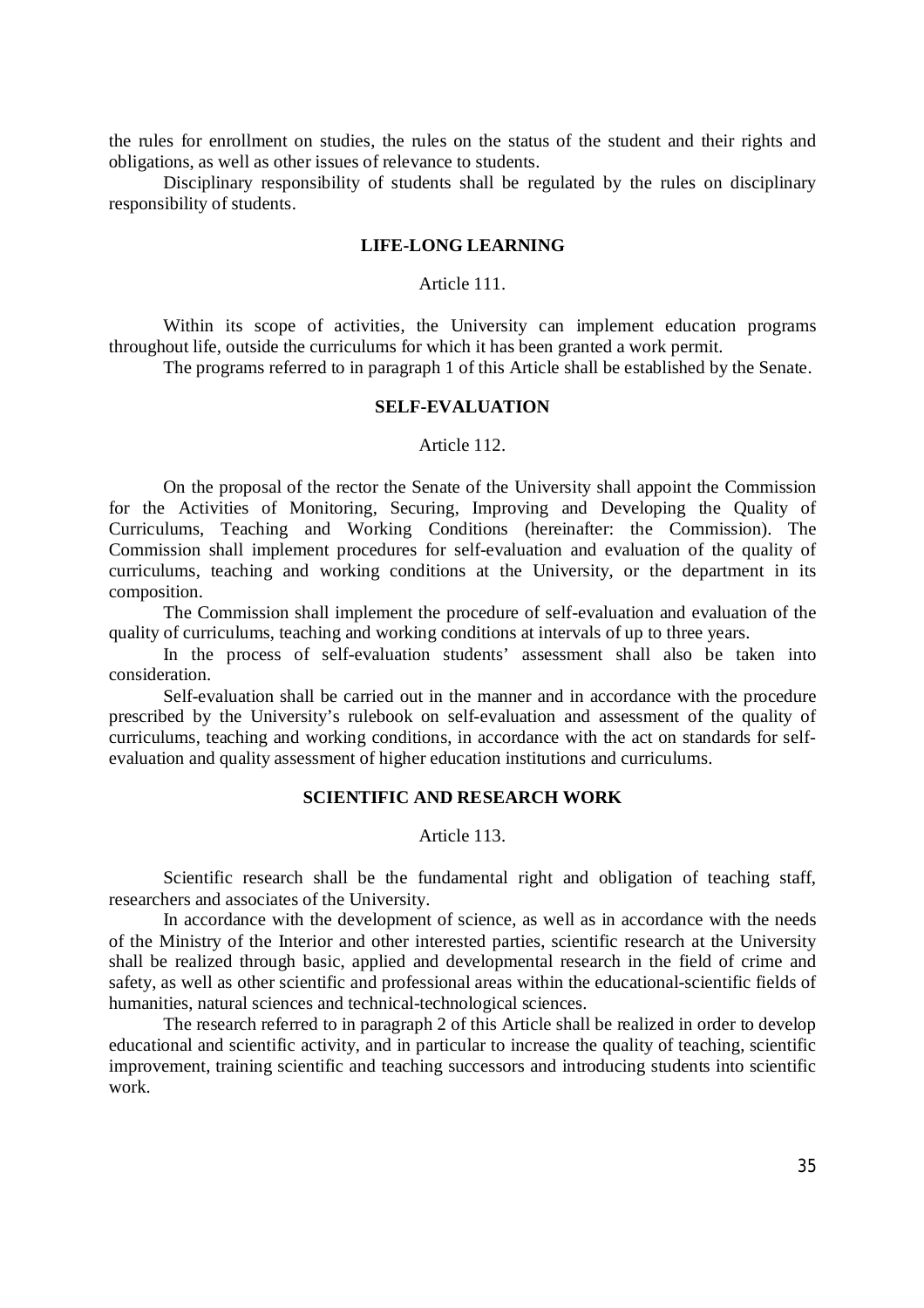the rules for enrollment on studies, the rules on the status of the student and their rights and obligations, as well as other issues of relevance to students.

Disciplinary responsibility of students shall be regulated by the rules on disciplinary responsibility of students.

## LIFE-LONG LEARNING

Article 111.

Within its scope of activities, the University can implement education programs throughout life, outside the curriculums for which it has been granted a work permit.

The programs referred to in paragraph 1 of this Article shall be established by the Senate.

## SELF-EVALUATION

Article 112.

On the proposal of the rector the Senate of the University shall appoint the Commission for the Activities of Monitoring, Securing, Improving and Developing the Quality of Curriculums, Teaching and Working Conditions (hereinafter: the Commission). The Commission shall implement procedures for self-evaluation and evaluation of the quality of curriculums, teaching and working conditions at the University, or the department in its composition.

The Commission shall implement the procedure of self-evaluation and evaluation of the quality of curriculums, teaching and working conditions at intervals of up to three years.

In the process of self-evaluation students' assessment shall also be taken into consideration.

Self-evaluation shall be carried out in the manner and in accordance with the procedure prescribed by the University's rulebook on self-evaluation and assessment of the quality of curriculums, teaching and working conditions, in accordance with the act on standards for self-evaluation and quality assessment of higher education institutions and curriculums.

## SCIENTIFIC AND RESEARCH WORK

Article 113.

Scientific research shall be the fundamental right and obligation of teaching staff, researchers and associates of the University.

In accordance with the development of science, as well as in accordance with the needs of the Ministry of the Interior and other interested parties, scientific research at the University shall be realized through basic, applied and developmental research in the field of crime and safety, as well as other scientific and professional areas within the educational-scientific fields of humanities, natural sciences and technical-technological sciences.

The research referred to in paragraph 2 of this Article shall be realized in order to develop educational and scientific activity, and in particular to increase the quality of teaching, scientific improvement, training scientific and teaching successors and introducing students into scientific work.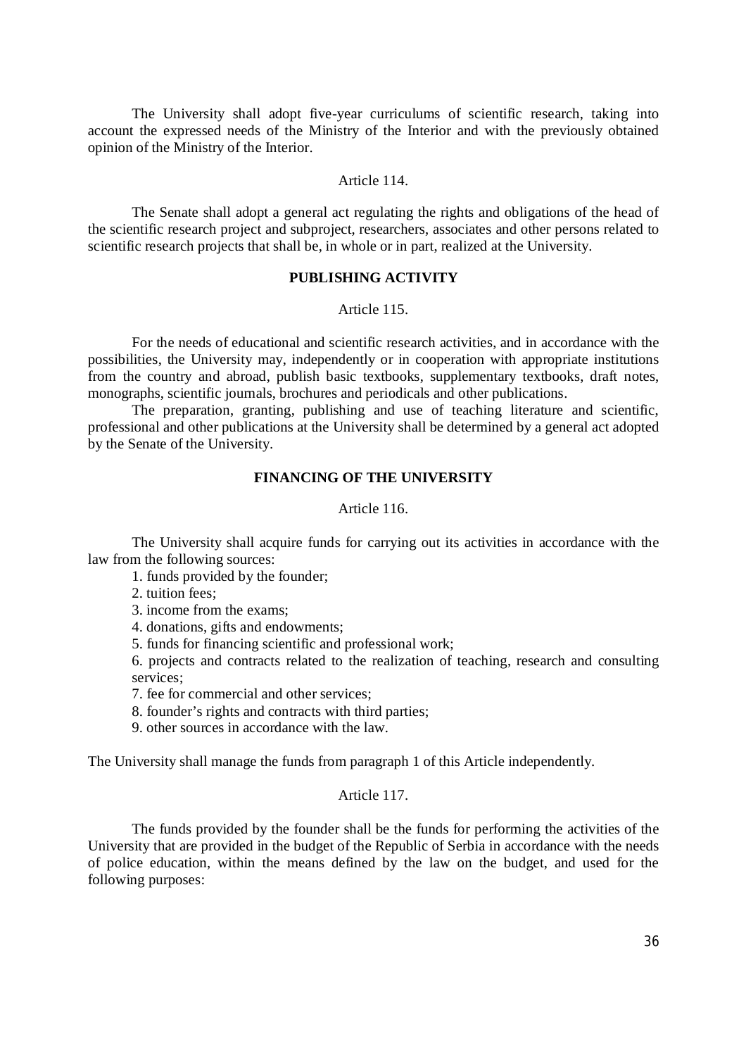The University shall adopt five-year curriculums of scientific research, taking into account the expressed needs of the Ministry of the Interior and with the previously obtained opinion of the Ministry of the Interior.

Article 114.

The Senate shall adopt a general act regulating the rights and obligations of the head of the scientific research project and subproject, researchers, associates and other persons related to scientific research projects that shall be, in whole or in part, realized at the University.

**PUBLISHING ACTIVITY**

Article 115.

For the needs of educational and scientific research activities, and in accordance with the possibilities, the University may, independently or in cooperation with appropriate institutions from the country and abroad, publish basic textbooks, supplementary textbooks, draft notes, monographs, scientific journals, brochures and periodicals and other publications.

The preparation, granting, publishing and use of teaching literature and scientific, professional and other publications at the University shall be determined by a general act adopted by the Senate of the University.

**FINANCING OF THE UNIVERSITY**

Article 116.

The University shall acquire funds for carrying out its activities in accordance with the law from the following sources:

1. funds provided by the founder;
2. tuition fees;
3. income from the exams;
4. donations, gifts and endowments;
5. funds for financing scientific and professional work;
6. projects and contracts related to the realization of teaching, research and consulting services;
7. fee for commercial and other services;
8. founder's rights and contracts with third parties;
9. other sources in accordance with the law.

The University shall manage the funds from paragraph 1 of this Article independently.

Article 117.

The funds provided by the founder shall be the funds for performing the activities of the University that are provided in the budget of the Republic of Serbia in accordance with the needs of police education, within the means defined by the law on the budget, and used for the following purposes: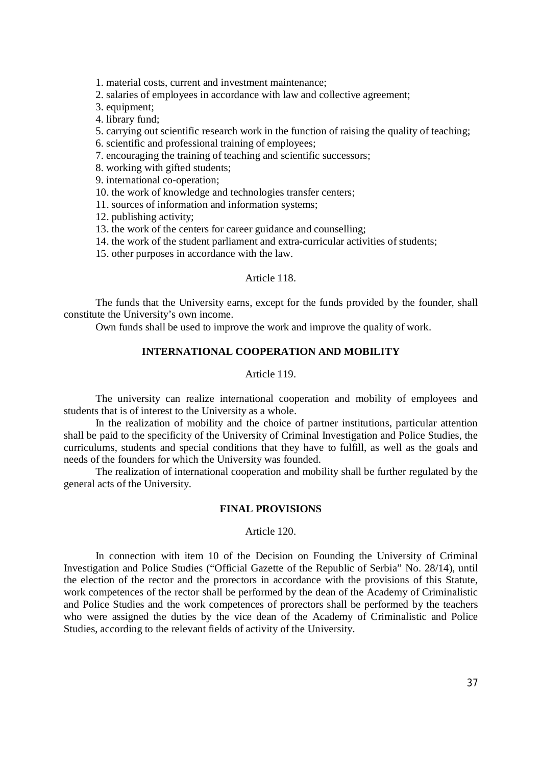1. material costs, current and investment maintenance;
2. salaries of employees in accordance with law and collective agreement;
3. equipment;
4. library fund;
5. carrying out scientific research work in the function of raising the quality of teaching;
6. scientific and professional training of employees;
7. encouraging the training of teaching and scientific successors;
8. working with gifted students;
9. international co-operation;
10. the work of knowledge and technologies transfer centers;
11. sources of information and information systems;
12. publishing activity;
13. the work of the centers for career guidance and counselling;
14. the work of the student parliament and extra-curricular activities of students;
15. other purposes in accordance with the law.

Article 118.

The funds that the University earns, except for the funds provided by the founder, shall constitute the University's own income.

Own funds shall be used to improve the work and improve the quality of work.

## INTERNATIONAL COOPERATION AND MOBILITY

Article 119.

The university can realize international cooperation and mobility of employees and students that is of interest to the University as a whole.

In the realization of mobility and the choice of partner institutions, particular attention shall be paid to the specificity of the University of Criminal Investigation and Police Studies, the curriculums, students and special conditions that they have to fulfill, as well as the goals and needs of the founders for which the University was founded.

The realization of international cooperation and mobility shall be further regulated by the general acts of the University.

## FINAL PROVISIONS

Article 120.

In connection with item 10 of the Decision on Founding the University of Criminal Investigation and Police Studies ("Official Gazette of the Republic of Serbia" No. 28/14), until the election of the rector and the prorectors in accordance with the provisions of this Statute, work competences of the rector shall be performed by the dean of the Academy of Criminalistic and Police Studies and the work competences of prorectors shall be performed by the teachers who were assigned the duties by the vice dean of the Academy of Criminalistic and Police Studies, according to the relevant fields of activity of the University.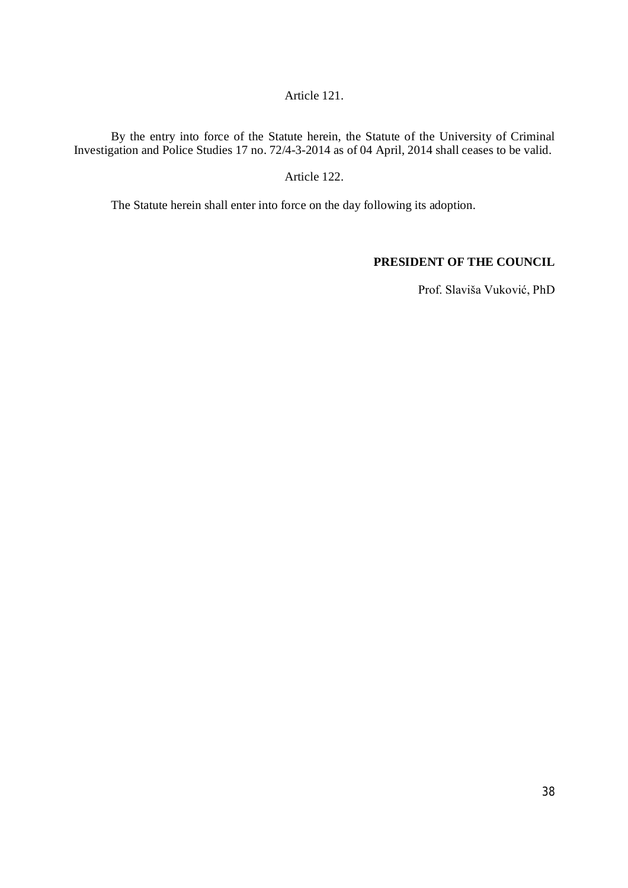Article 121.

By the entry into force of the Statute herein, the Statute of the University of Criminal Investigation and Police Studies 17 no. 72/4-3-2014 as of 04 April, 2014 shall ceases to be valid.

Article 122.

The Statute herein shall enter into force on the day following its adoption.

**PRESIDENT OF THE COUNCIL**

Prof. Slaviša Vuković, PhD